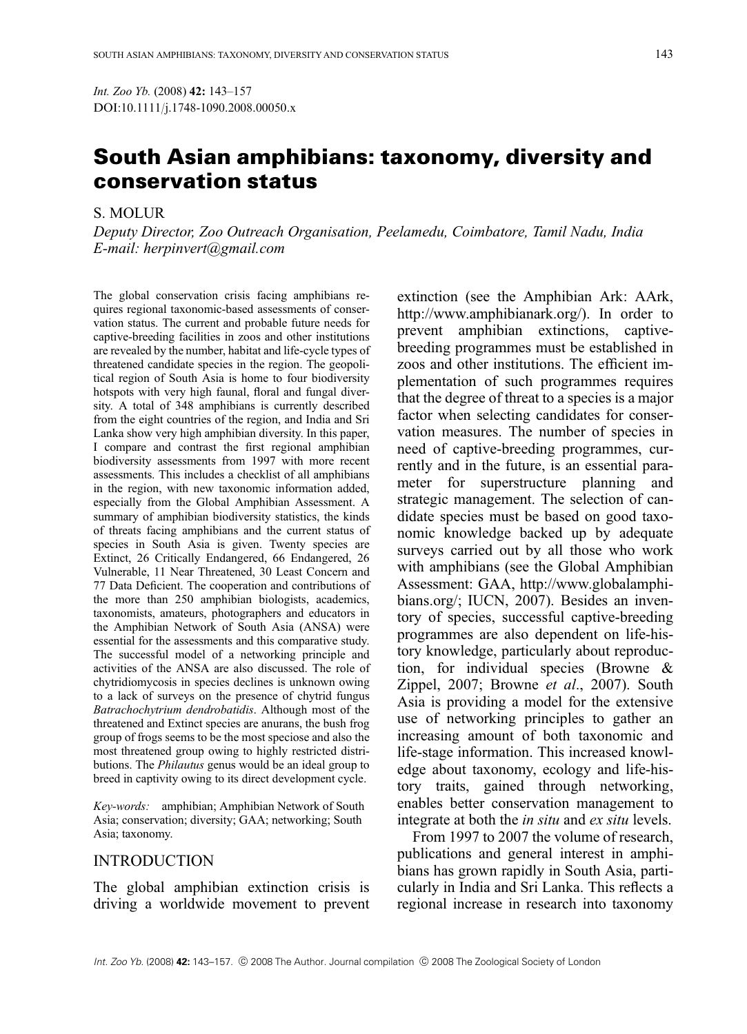*Int. Zoo Yb.* (2008) **42:** 143–157
DOI:10.1111/j.1748-1090.2008.00050.x

# South Asian amphibians: taxonomy, diversity and conservation status

S. MOLUR

*Deputy Director, Zoo Outreach Organisation, Peelamedu, Coimbatore, Tamil Nadu, India*
*E-mail: herpinvert@gmail.com*

The global conservation crisis facing amphibians requires regional taxonomic-based assessments of conservation status. The current and probable future needs for captive-breeding facilities in zoos and other institutions are revealed by the number, habitat and life-cycle types of threatened candidate species in the region. The geopolitical region of South Asia is home to four biodiversity hotspots with very high faunal, floral and fungal diversity. A total of 348 amphibians is currently described from the eight countries of the region, and India and Sri Lanka show very high amphibian diversity. In this paper, I compare and contrast the first regional amphibian biodiversity assessments from 1997 with more recent assessments. This includes a checklist of all amphibians in the region, with new taxonomic information added, especially from the Global Amphibian Assessment. A summary of amphibian biodiversity statistics, the kinds of threats facing amphibians and the current status of species in South Asia is given. Twenty species are Extinct, 26 Critically Endangered, 66 Endangered, 26 Vulnerable, 11 Near Threatened, 30 Least Concern and 77 Data Deficient. The cooperation and contributions of the more than 250 amphibian biologists, academics, taxonomists, amateurs, photographers and educators in the Amphibian Network of South Asia (ANSA) were essential for the assessments and this comparative study. The successful model of a networking principle and activities of the ANSA are also discussed. The role of chytridiomycosis in species declines is unknown owing to a lack of surveys on the presence of chytrid fungus *Batrachochytrium dendrobatidis*. Although most of the threatened and Extinct species are anurans, the bush frog group of frogs seems to be the most speciose and also the most threatened group owing to highly restricted distributions. The *Philautus* genus would be an ideal group to breed in captivity owing to its direct development cycle.

*Key-words:* amphibian; Amphibian Network of South Asia; conservation; diversity; GAA; networking; South Asia; taxonomy.

## INTRODUCTION

The global amphibian extinction crisis is driving a worldwide movement to prevent extinction (see the Amphibian Ark: AArk, http://www.amphibianark.org/). In order to prevent amphibian extinctions, captive-breeding programmes must be established in zoos and other institutions. The efficient implementation of such programmes requires that the degree of threat to a species is a major factor when selecting candidates for conservation measures. The number of species in need of captive-breeding programmes, currently and in the future, is an essential parameter for superstructure planning and strategic management. The selection of candidate species must be based on good taxonomic knowledge backed up by adequate surveys carried out by all those who work with amphibians (see the Global Amphibian Assessment: GAA, http://www.globalamphibians.org/; IUCN, 2007). Besides an inventory of species, successful captive-breeding programmes are also dependent on life-history knowledge, particularly about reproduction, for individual species (Browne & Zippel, 2007; Browne *et al*., 2007). South Asia is providing a model for the extensive use of networking principles to gather an increasing amount of both taxonomic and life-stage information. This increased knowledge about taxonomy, ecology and life-history traits, gained through networking, enables better conservation management to integrate at both the *in situ* and *ex situ* levels.

From 1997 to 2007 the volume of research, publications and general interest in amphibians has grown rapidly in South Asia, particularly in India and Sri Lanka. This reflects a regional increase in research into taxonomy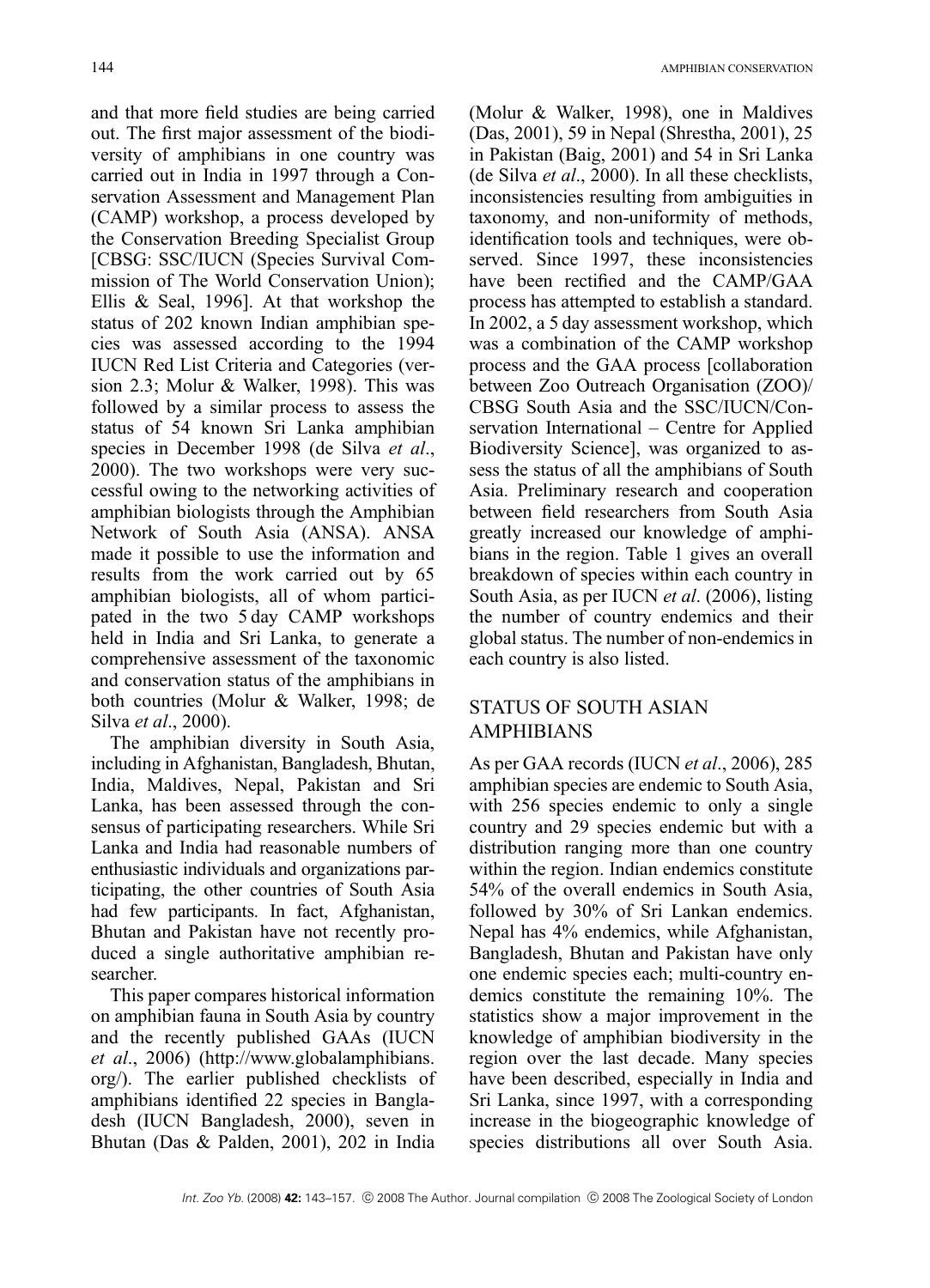and that more field studies are being carried out. The first major assessment of the biodiversity of amphibians in one country was carried out in India in 1997 through a Conservation Assessment and Management Plan (CAMP) workshop, a process developed by the Conservation Breeding Specialist Group [CBSG: SSC/IUCN (Species Survival Commission of The World Conservation Union); Ellis & Seal, 1996]. At that workshop the status of 202 known Indian amphibian species was assessed according to the 1994 IUCN Red List Criteria and Categories (version 2.3; Molur & Walker, 1998). This was followed by a similar process to assess the status of 54 known Sri Lanka amphibian species in December 1998 (de Silva *et al*., 2000). The two workshops were very successful owing to the networking activities of amphibian biologists through the Amphibian Network of South Asia (ANSA). ANSA made it possible to use the information and results from the work carried out by 65 amphibian biologists, all of whom participated in the two 5 day CAMP workshops held in India and Sri Lanka, to generate a comprehensive assessment of the taxonomic and conservation status of the amphibians in both countries (Molur & Walker, 1998; de Silva *et al*., 2000).

The amphibian diversity in South Asia, including in Afghanistan, Bangladesh, Bhutan, India, Maldives, Nepal, Pakistan and Sri Lanka, has been assessed through the consensus of participating researchers. While Sri Lanka and India had reasonable numbers of enthusiastic individuals and organizations participating, the other countries of South Asia had few participants. In fact, Afghanistan, Bhutan and Pakistan have not recently produced a single authoritative amphibian researcher.

This paper compares historical information on amphibian fauna in South Asia by country and the recently published GAAs (IUCN *et al*., 2006) (http://www.globalamphibians.org/). The earlier published checklists of amphibians identified 22 species in Bangladesh (IUCN Bangladesh, 2000), seven in Bhutan (Das & Palden, 2001), 202 in India (Molur & Walker, 1998), one in Maldives (Das, 2001), 59 in Nepal (Shrestha, 2001), 25 in Pakistan (Baig, 2001) and 54 in Sri Lanka (de Silva *et al*., 2000). In all these checklists, inconsistencies resulting from ambiguities in taxonomy, and non-uniformity of methods, identification tools and techniques, were observed. Since 1997, these inconsistencies have been rectified and the CAMP/GAA process has attempted to establish a standard. In 2002, a 5 day assessment workshop, which was a combination of the CAMP workshop process and the GAA process [collaboration between Zoo Outreach Organisation (ZOO)/CBSG South Asia and the SSC/IUCN/Conservation International – Centre for Applied Biodiversity Science], was organized to assess the status of all the amphibians of South Asia. Preliminary research and cooperation between field researchers from South Asia greatly increased our knowledge of amphibians in the region. Table 1 gives an overall breakdown of species within each country in South Asia, as per IUCN *et al*. (2006), listing the number of country endemics and their global status. The number of non-endemics in each country is also listed.

## STATUS OF SOUTH ASIAN AMPHIBIANS

As per GAA records (IUCN *et al*., 2006), 285 amphibian species are endemic to South Asia, with 256 species endemic to only a single country and 29 species endemic but with a distribution ranging more than one country within the region. Indian endemics constitute 54% of the overall endemics in South Asia, followed by 30% of Sri Lankan endemics. Nepal has 4% endemics, while Afghanistan, Bangladesh, Bhutan and Pakistan have only one endemic species each; multi-country endemics constitute the remaining 10%. The statistics show a major improvement in the knowledge of amphibian biodiversity in the region over the last decade. Many species have been described, especially in India and Sri Lanka, since 1997, with a corresponding increase in the biogeographic knowledge of species distributions all over South Asia.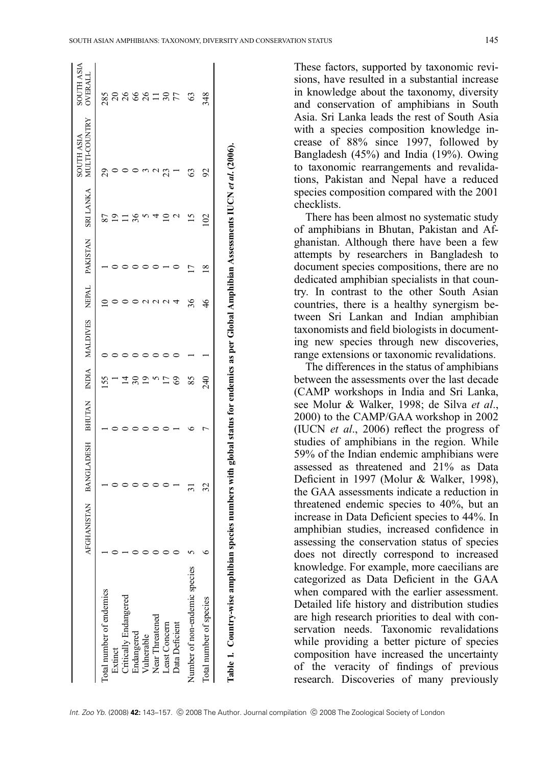|  | AFGHANISTAN | BANGLADESH | BHUTAN | INDIA | MALDIVES | NEPAL | PAKISTAN | SRI LANKA | SOUTH ASIA MULTI-COUNTRY | SOUTH ASIA OVERALL |
|---|---|---|---|---|---|---|---|---|---|---|
| Total number of endemics | 1 | 1 | 1 | 155 | 0 | 10 | 1 | 87 | 29 | 285 |
| Extinct | 0 | 0 | 0 | 1 | 0 | 0 | 0 | 19 | 0 | 20 |
| Critically Endangered | 1 | 0 | 0 | 14 | 0 | 0 | 0 | 11 | 0 | 26 |
| Endangered | 0 | 0 | 0 | 30 | 0 | 0 | 0 | 36 | 0 | 66 |
| Vulnerable | 0 | 0 | 0 | 19 | 0 | 2 | 0 | 5 | 3 | 26 |
| Near Threatened | 0 | 0 | 0 | 5 | 0 | 2 | 0 | 4 | 2 | 11 |
| Least Concern | 0 | 0 | 0 | 17 | 0 | 2 | 1 | 10 | 23 | 30 |
| Data Deficient | 0 | 1 | 1 | 69 | 0 | 4 | 0 | 2 | 1 | 77 |
| Number of non-endemic species | 5 | 31 | 6 | 85 | 1 | 36 | 17 | 15 | 63 | 63 |
| Total number of species | 6 | 32 | 7 | 240 | 1 | 46 | 18 | 102 | 92 | 348 |

**Table 1. Country-wise amphibian species numbers with global status for endemics as per Global Amphibian Assessments IUCN *et al*. (2006).**

These factors, supported by taxonomic revisions, have resulted in a substantial increase in knowledge about the taxonomy, diversity and conservation of amphibians in South Asia. Sri Lanka leads the rest of South Asia with a species composition knowledge increase of 88% since 1997, followed by Bangladesh (45%) and India (19%). Owing to taxonomic rearrangements and revalidations, Pakistan and Nepal have a reduced species composition compared with the 2001 checklists.

There has been almost no systematic study of amphibians in Bhutan, Pakistan and Afghanistan. Although there have been a few attempts by researchers in Bangladesh to document species compositions, there are no dedicated amphibian specialists in that country. In contrast to the other South Asian countries, there is a healthy synergism between Sri Lankan and Indian amphibian taxonomists and field biologists in documenting new species through new discoveries, range extensions or taxonomic revalidations.

The differences in the status of amphibians between the assessments over the last decade (CAMP workshops in India and Sri Lanka, see Molur & Walker, 1998; de Silva *et al*., 2000) to the CAMP/GAA workshop in 2002 (IUCN *et al*., 2006) reflect the progress of studies of amphibians in the region. While 59% of the Indian endemic amphibians were assessed as threatened and 21% as Data Deficient in 1997 (Molur & Walker, 1998), the GAA assessments indicate a reduction in threatened endemic species to 40%, but an increase in Data Deficient species to 44%. In amphibian studies, increased confidence in assessing the conservation status of species does not directly correspond to increased knowledge. For example, more caecilians are categorized as Data Deficient in the GAA when compared with the earlier assessment. Detailed life history and distribution studies are high research priorities to deal with conservation needs. Taxonomic revalidations while providing a better picture of species composition have increased the uncertainty of the veracity of findings of previous research. Discoveries of many previously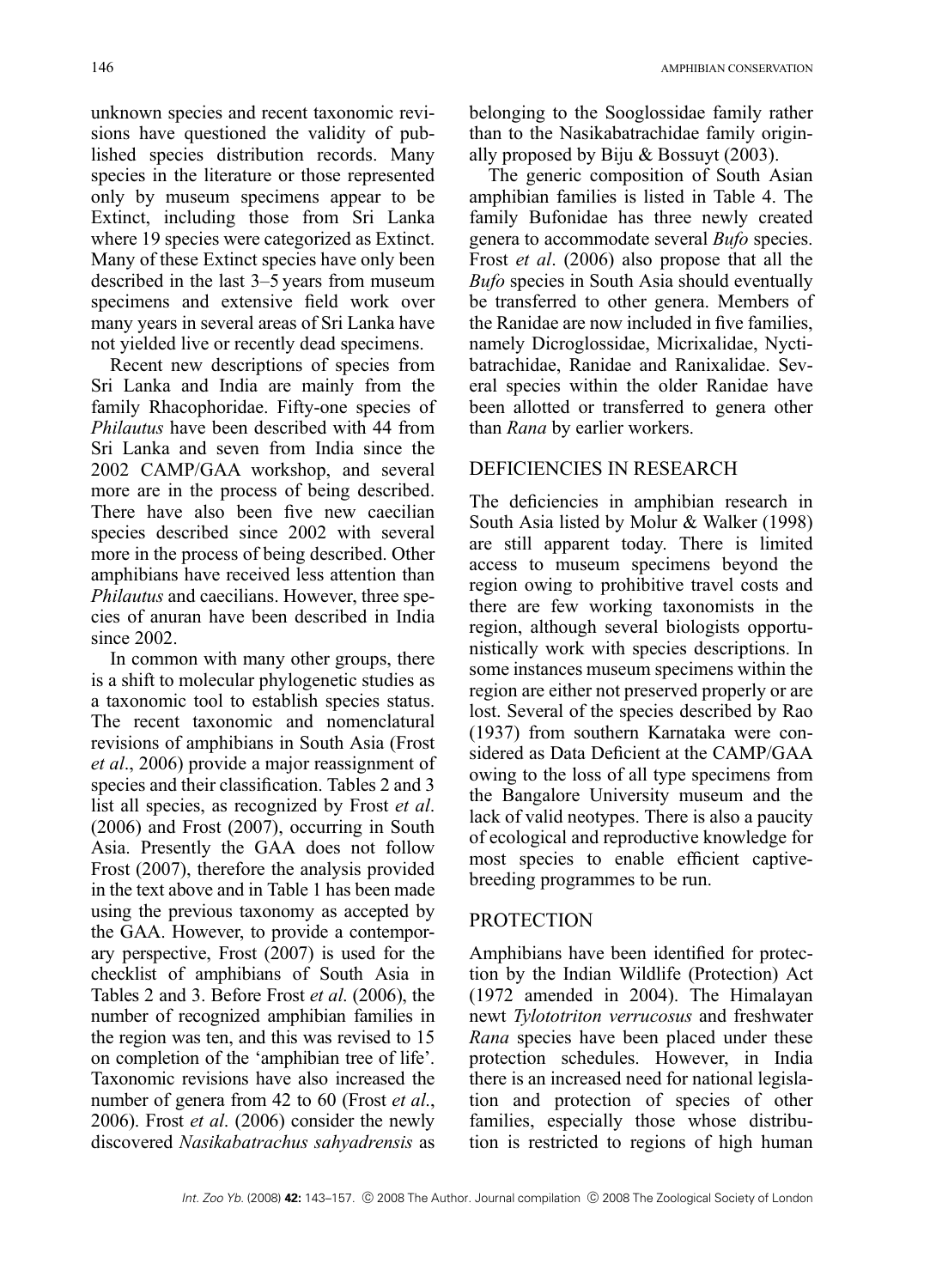unknown species and recent taxonomic revisions have questioned the validity of published species distribution records. Many species in the literature or those represented only by museum specimens appear to be Extinct, including those from Sri Lanka where 19 species were categorized as Extinct. Many of these Extinct species have only been described in the last 3–5 years from museum specimens and extensive field work over many years in several areas of Sri Lanka have not yielded live or recently dead specimens.

Recent new descriptions of species from Sri Lanka and India are mainly from the family Rhacophoridae. Fifty-one species of *Philautus* have been described with 44 from Sri Lanka and seven from India since the 2002 CAMP/GAA workshop, and several more are in the process of being described. There have also been five new caecilian species described since 2002 with several more in the process of being described. Other amphibians have received less attention than *Philautus* and caecilians. However, three species of anuran have been described in India since 2002.

In common with many other groups, there is a shift to molecular phylogenetic studies as a taxonomic tool to establish species status. The recent taxonomic and nomenclatural revisions of amphibians in South Asia (Frost *et al*., 2006) provide a major reassignment of species and their classification. Tables 2 and 3 list all species, as recognized by Frost *et al*. (2006) and Frost (2007), occurring in South Asia. Presently the GAA does not follow Frost (2007), therefore the analysis provided in the text above and in Table 1 has been made using the previous taxonomy as accepted by the GAA. However, to provide a contemporary perspective, Frost (2007) is used for the checklist of amphibians of South Asia in Tables 2 and 3. Before Frost *et al*. (2006), the number of recognized amphibian families in the region was ten, and this was revised to 15 on completion of the 'amphibian tree of life'. Taxonomic revisions have also increased the number of genera from 42 to 60 (Frost *et al*., 2006). Frost *et al*. (2006) consider the newly discovered *Nasikabatrachus sahyadrensis* as belonging to the Sooglossidae family rather than to the Nasikabatrachidae family originally proposed by Biju & Bossuyt (2003).

The generic composition of South Asian amphibian families is listed in Table 4. The family Bufonidae has three newly created genera to accommodate several *Bufo* species. Frost *et al*. (2006) also propose that all the *Bufo* species in South Asia should eventually be transferred to other genera. Members of the Ranidae are now included in five families, namely Dicroglossidae, Micrixalidae, Nyctibatrachidae, Ranidae and Ranixalidae. Several species within the older Ranidae have been allotted or transferred to genera other than *Rana* by earlier workers.

## DEFICIENCIES IN RESEARCH

The deficiencies in amphibian research in South Asia listed by Molur & Walker (1998) are still apparent today. There is limited access to museum specimens beyond the region owing to prohibitive travel costs and there are few working taxonomists in the region, although several biologists opportunistically work with species descriptions. In some instances museum specimens within the region are either not preserved properly or are lost. Several of the species described by Rao (1937) from southern Karnataka were considered as Data Deficient at the CAMP/GAA owing to the loss of all type specimens from the Bangalore University museum and the lack of valid neotypes. There is also a paucity of ecological and reproductive knowledge for most species to enable efficient captive-breeding programmes to be run.

## PROTECTION

Amphibians have been identified for protection by the Indian Wildlife (Protection) Act (1972 amended in 2004). The Himalayan newt *Tylototriton verrucosus* and freshwater *Rana* species have been placed under these protection schedules. However, in India there is an increased need for national legislation and protection of species of other families, especially those whose distribution is restricted to regions of high human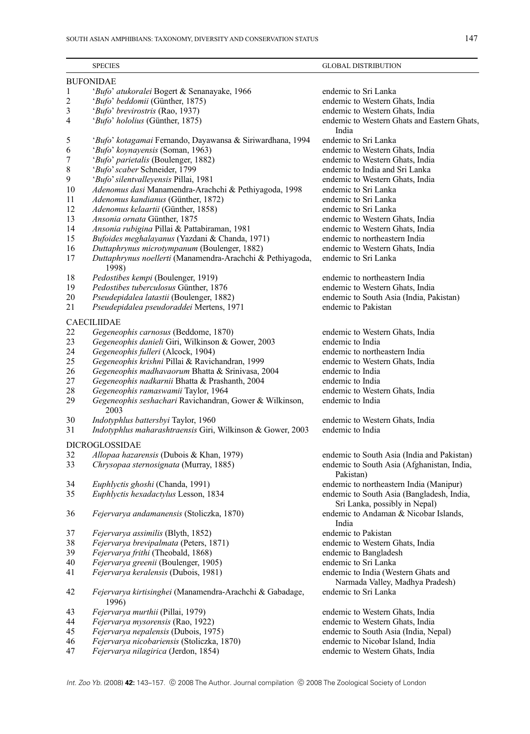| | SPECIES | GLOBAL DISTRIBUTION |
|---|---|---|
| | BUFONIDAE | |
| 1 | '*Bufo*' *atukoralei* Bogert & Senanayake, 1966 | endemic to Sri Lanka |
| 2 | '*Bufo*' *beddomii* (Günther, 1875) | endemic to Western Ghats, India |
| 3 | '*Bufo*' *brevirostris* (Rao, 1937) | endemic to Western Ghats, India |
| 4 | '*Bufo*' *hololius* (Günther, 1875) | endemic to Western Ghats and Eastern Ghats, India |
| 5 | '*Bufo*' *kotagamai* Fernando, Dayawansa & Siriwardhana, 1994 | endemic to Sri Lanka |
| 6 | '*Bufo*' *koynayensis* (Soman, 1963) | endemic to Western Ghats, India |
| 7 | '*Bufo*' *parietalis* (Boulenger, 1882) | endemic to Western Ghats, India |
| 8 | '*Bufo*' *scaber* Schneider, 1799 | endemic to India and Sri Lanka |
| 9 | '*Bufo*' *silentvalleyensis* Pillai, 1981 | endemic to Western Ghats, India |
| 10 | *Adenomus dasi* Manamendra-Arachchi & Pethiyagoda, 1998 | endemic to Sri Lanka |
| 11 | *Adenomus kandianus* (Günther, 1872) | endemic to Sri Lanka |
| 12 | *Adenomus kelaartii* (Günther, 1858) | endemic to Sri Lanka |
| 13 | *Ansonia ornata* Günther, 1875 | endemic to Western Ghats, India |
| 14 | *Ansonia rubigina* Pillai & Pattabiraman, 1981 | endemic to Western Ghats, India |
| 15 | *Bufoides meghalayanus* (Yazdani & Chanda, 1971) | endemic to northeastern India |
| 16 | *Duttaphrynus microtympanum* (Boulenger, 1882) | endemic to Western Ghats, India |
| 17 | *Duttaphrynus noellerti* (Manamendra-Arachchi & Pethiyagoda, 1998) | endemic to Sri Lanka |
| 18 | *Pedostibes kempi* (Boulenger, 1919) | endemic to northeastern India |
| 19 | *Pedostibes tuberculosus* Günther, 1876 | endemic to Western Ghats, India |
| 20 | *Pseudepidalea latastii* (Boulenger, 1882) | endemic to South Asia (India, Pakistan) |
| 21 | *Pseudepidalea pseudoraddei* Mertens, 1971 | endemic to Pakistan |
| | CAECILIIDAE | |
| 22 | *Gegeneophis carnosus* (Beddome, 1870) | endemic to Western Ghats, India |
| 23 | *Gegeneophis danieli* Giri, Wilkinson & Gower, 2003 | endemic to India |
| 24 | *Gegeneophis fulleri* (Alcock, 1904) | endemic to northeastern India |
| 25 | *Gegeneophis krishni* Pillai & Ravichandran, 1999 | endemic to Western Ghats, India |
| 26 | *Gegeneophis madhavaorum* Bhatta & Srinivasa, 2004 | endemic to India |
| 27 | *Gegeneophis nadkarnii* Bhatta & Prashanth, 2004 | endemic to India |
| 28 | *Gegeneophis ramaswamii* Taylor, 1964 | endemic to Western Ghats, India |
| 29 | *Gegeneophis seshachari* Ravichandran, Gower & Wilkinson, 2003 | endemic to India |
| 30 | *Indotyphlus battersbyi* Taylor, 1960 | endemic to Western Ghats, India |
| 31 | *Indotyphlus maharashtraensis* Giri, Wilkinson & Gower, 2003 | endemic to India |
| | DICROGLOSSIDAE | |
| 32 | *Allopaa hazarensis* (Dubois & Khan, 1979) | endemic to South Asia (India and Pakistan) |
| 33 | *Chrysopaa sternosignata* (Murray, 1885) | endemic to South Asia (Afghanistan, India, Pakistan) |
| 34 | *Euphlyctis ghoshi* (Chanda, 1991) | endemic to northeastern India (Manipur) |
| 35 | *Euphlyctis hexadactylus* Lesson, 1834 | endemic to South Asia (Bangladesh, India, Sri Lanka, possibly in Nepal) |
| 36 | *Fejervarya andamanensis* (Stoliczka, 1870) | endemic to Andaman & Nicobar Islands, India |
| 37 | *Fejervarya assimilis* (Blyth, 1852) | endemic to Pakistan |
| 38 | *Fejervarya brevipalmata* (Peters, 1871) | endemic to Western Ghats, India |
| 39 | *Fejervarya frithi* (Theobald, 1868) | endemic to Bangladesh |
| 40 | *Fejervarya greenii* (Boulenger, 1905) | endemic to Sri Lanka |
| 41 | *Fejervarya keralensis* (Dubois, 1981) | endemic to India (Western Ghats and Narmada Valley, Madhya Pradesh) |
| 42 | *Fejervarya kirtisinghei* (Manamendra-Arachchi & Gabadage, 1996) | endemic to Sri Lanka |
| 43 | *Fejervarya murthii* (Pillai, 1979) | endemic to Western Ghats, India |
| 44 | *Fejervarya mysorensis* (Rao, 1922) | endemic to Western Ghats, India |
| 45 | *Fejervarya nepalensis* (Dubois, 1975) | endemic to South Asia (India, Nepal) |
| 46 | *Fejervarya nicobariensis* (Stoliczka, 1870) | endemic to Nicobar Island, India |
| 47 | *Fejervarya nilagirica* (Jerdon, 1854) | endemic to Western Ghats, India |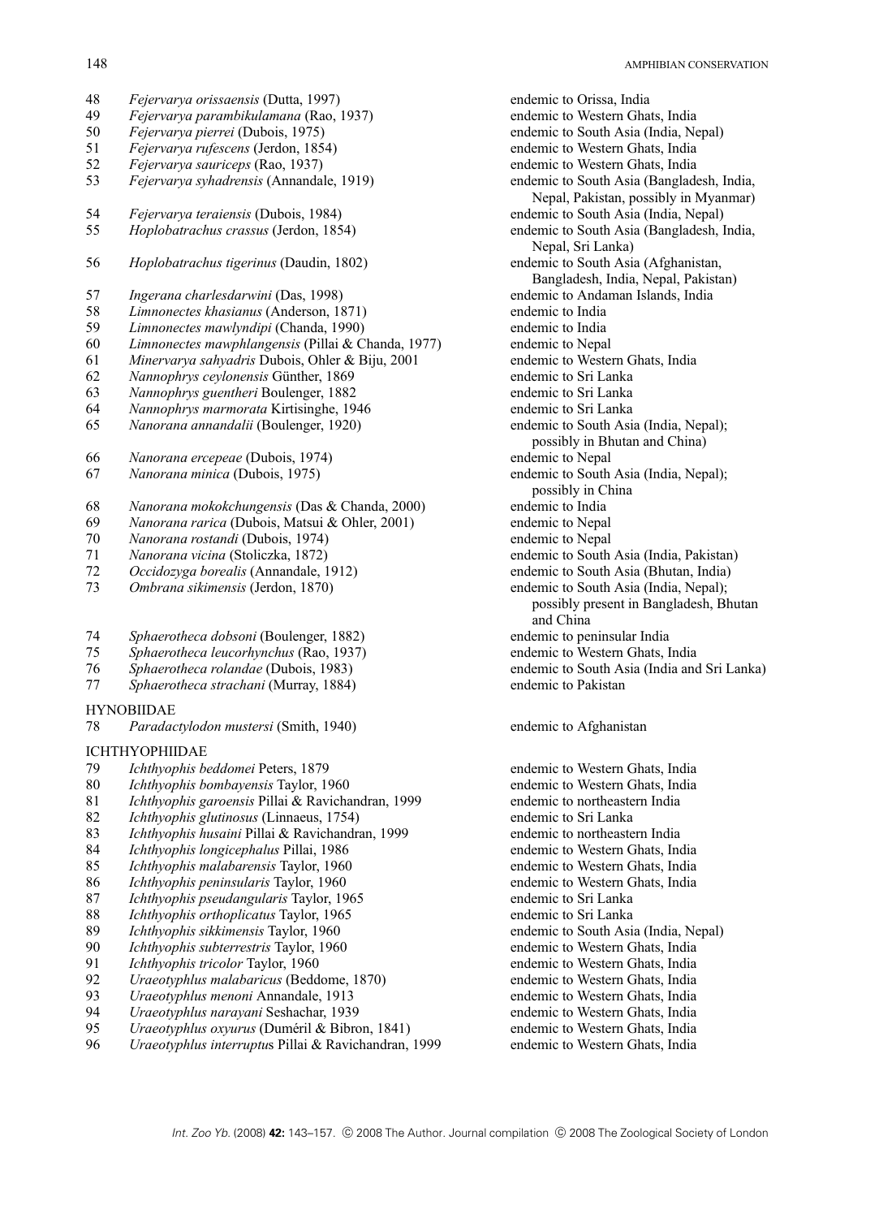| No. | Species | Distribution |
|---|---|---|
| 48 | *Fejervarya orissaensis* (Dutta, 1997) | endemic to Orissa, India |
| 49 | *Fejervarya parambikulamana* (Rao, 1937) | endemic to Western Ghats, India |
| 50 | *Fejervarya pierrei* (Dubois, 1975) | endemic to South Asia (India, Nepal) |
| 51 | *Fejervarya rufescens* (Jerdon, 1854) | endemic to Western Ghats, India |
| 52 | *Fejervarya sauriceps* (Rao, 1937) | endemic to Western Ghats, India |
| 53 | *Fejervarya syhadrensis* (Annandale, 1919) | endemic to South Asia (Bangladesh, India, Nepal, Pakistan, possibly in Myanmar) |
| 54 | *Fejervarya teraiensis* (Dubois, 1984) | endemic to South Asia (India, Nepal) |
| 55 | *Hoplobatrachus crassus* (Jerdon, 1854) | endemic to South Asia (Bangladesh, India, Nepal, Sri Lanka) |
| 56 | *Hoplobatrachus tigerinus* (Daudin, 1802) | endemic to South Asia (Afghanistan, Bangladesh, India, Nepal, Pakistan) |
| 57 | *Ingerana charlesdarwini* (Das, 1998) | endemic to Andaman Islands, India |
| 58 | *Limnonectes khasianus* (Anderson, 1871) | endemic to India |
| 59 | *Limnonectes mawlyndipi* (Chanda, 1990) | endemic to India |
| 60 | *Limnonectes mawphlangensis* (Pillai & Chanda, 1977) | endemic to Nepal |
| 61 | *Minervarya sahyadris* Dubois, Ohler & Biju, 2001 | endemic to Western Ghats, India |
| 62 | *Nannophrys ceylonensis* Günther, 1869 | endemic to Sri Lanka |
| 63 | *Nannophrys guentheri* Boulenger, 1882 | endemic to Sri Lanka |
| 64 | *Nannophrys marmorata* Kirtisinghe, 1946 | endemic to Sri Lanka |
| 65 | *Nanorana annandalii* (Boulenger, 1920) | endemic to South Asia (India, Nepal); possibly in Bhutan and China) |
| 66 | *Nanorana ercepeae* (Dubois, 1974) | endemic to Nepal |
| 67 | *Nanorana minica* (Dubois, 1975) | endemic to South Asia (India, Nepal); possibly in China |
| 68 | *Nanorana mokokchungensis* (Das & Chanda, 2000) | endemic to India |
| 69 | *Nanorana rarica* (Dubois, Matsui & Ohler, 2001) | endemic to Nepal |
| 70 | *Nanorana rostandi* (Dubois, 1974) | endemic to Nepal |
| 71 | *Nanorana vicina* (Stoliczka, 1872) | endemic to South Asia (India, Pakistan) |
| 72 | *Occidozyga borealis* (Annandale, 1912) | endemic to South Asia (Bhutan, India) |
| 73 | *Ombrana sikimensis* (Jerdon, 1870) | endemic to South Asia (India, Nepal); possibly present in Bangladesh, Bhutan and China |
| 74 | *Sphaerotheca dobsoni* (Boulenger, 1882) | endemic to peninsular India |
| 75 | *Sphaerotheca leucorhynchus* (Rao, 1937) | endemic to Western Ghats, India |
| 76 | *Sphaerotheca rolandae* (Dubois, 1983) | endemic to South Asia (India and Sri Lanka) |
| 77 | *Sphaerotheca strachani* (Murray, 1884) | endemic to Pakistan |
| | HYNOBIIDAE | |
| 78 | *Paradactylodon mustersi* (Smith, 1940) | endemic to Afghanistan |
| | ICHTHYOPHIIDAE | |
| 79 | *Ichthyophis beddomei* Peters, 1879 | endemic to Western Ghats, India |
| 80 | *Ichthyophis bombayensis* Taylor, 1960 | endemic to Western Ghats, India |
| 81 | *Ichthyophis garoensis* Pillai & Ravichandran, 1999 | endemic to northeastern India |
| 82 | *Ichthyophis glutinosus* (Linnaeus, 1754) | endemic to Sri Lanka |
| 83 | *Ichthyophis husaini* Pillai & Ravichandran, 1999 | endemic to northeastern India |
| 84 | *Ichthyophis longicephalus* Pillai, 1986 | endemic to Western Ghats, India |
| 85 | *Ichthyophis malabarensis* Taylor, 1960 | endemic to Western Ghats, India |
| 86 | *Ichthyophis peninsularis* Taylor, 1960 | endemic to Western Ghats, India |
| 87 | *Ichthyophis pseudangularis* Taylor, 1965 | endemic to Sri Lanka |
| 88 | *Ichthyophis orthoplicatus* Taylor, 1965 | endemic to Sri Lanka |
| 89 | *Ichthyophis sikkimensis* Taylor, 1960 | endemic to South Asia (India, Nepal) |
| 90 | *Ichthyophis subterrestris* Taylor, 1960 | endemic to Western Ghats, India |
| 91 | *Ichthyophis tricolor* Taylor, 1960 | endemic to Western Ghats, India |
| 92 | *Uraeotyphlus malabaricus* (Beddome, 1870) | endemic to Western Ghats, India |
| 93 | *Uraeotyphlus menoni* Annandale, 1913 | endemic to Western Ghats, India |
| 94 | *Uraeotyphlus narayani* Seshachar, 1939 | endemic to Western Ghats, India |
| 95 | *Uraeotyphlus oxyurus* (Duméril & Bibron, 1841) | endemic to Western Ghats, India |
| 96 | *Uraeotyphlus interruptus* Pillai & Ravichandran, 1999 | endemic to Western Ghats, India |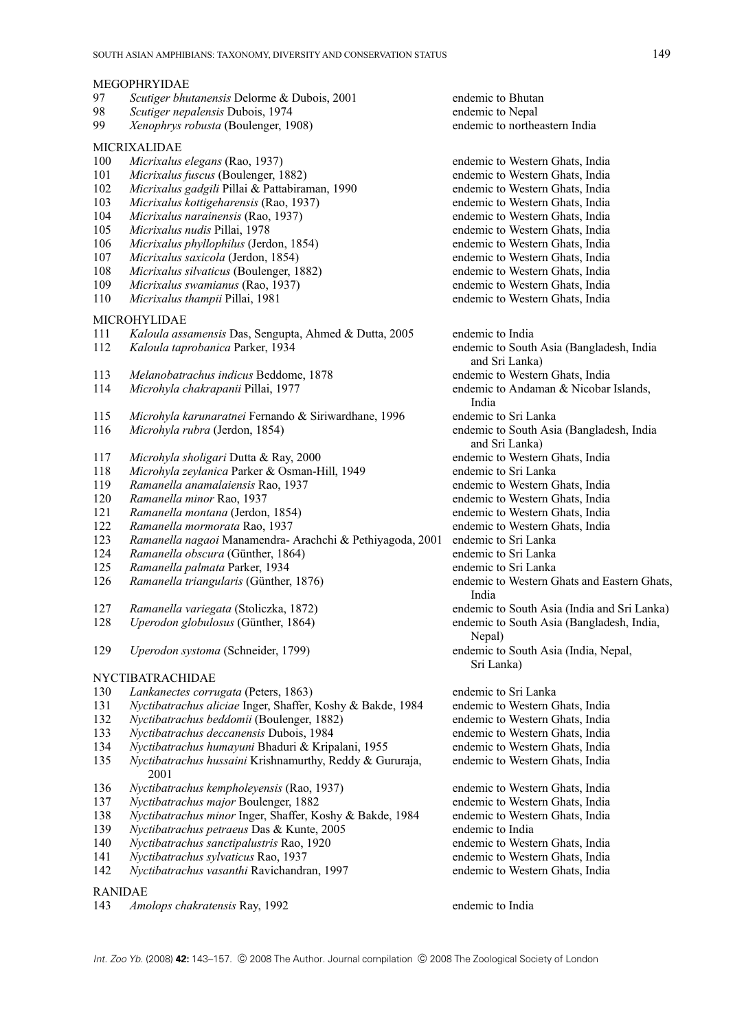MEGOPHRYIDAE

| | | |
|---|---|---|
| 97 | *Scutiger bhutanensis* Delorme & Dubois, 2001 | endemic to Bhutan |
| 98 | *Scutiger nepalensis* Dubois, 1974 | endemic to Nepal |
| 99 | *Xenophrys robusta* (Boulenger, 1908) | endemic to northeastern India |

MICRIXALIDAE

| | | |
|---|---|---|
| 100 | *Micrixalus elegans* (Rao, 1937) | endemic to Western Ghats, India |
| 101 | *Micrixalus fuscus* (Boulenger, 1882) | endemic to Western Ghats, India |
| 102 | *Micrixalus gadgili* Pillai & Pattabiraman, 1990 | endemic to Western Ghats, India |
| 103 | *Micrixalus kottigeharensis* (Rao, 1937) | endemic to Western Ghats, India |
| 104 | *Micrixalus narainensis* (Rao, 1937) | endemic to Western Ghats, India |
| 105 | *Micrixalus nudis* Pillai, 1978 | endemic to Western Ghats, India |
| 106 | *Micrixalus phyllophilus* (Jerdon, 1854) | endemic to Western Ghats, India |
| 107 | *Micrixalus saxicola* (Jerdon, 1854) | endemic to Western Ghats, India |
| 108 | *Micrixalus silvaticus* (Boulenger, 1882) | endemic to Western Ghats, India |
| 109 | *Micrixalus swamianus* (Rao, 1937) | endemic to Western Ghats, India |
| 110 | *Micrixalus thampii* Pillai, 1981 | endemic to Western Ghats, India |

MICROHYLIDAE

| | | |
|---|---|---|
| 111 | *Kaloula assamensis* Das, Sengupta, Ahmed & Dutta, 2005 | endemic to India |
| 112 | *Kaloula taprobanica* Parker, 1934 | endemic to South Asia (Bangladesh, India and Sri Lanka) |
| 113 | *Melanobatrachus indicus* Beddome, 1878 | endemic to Western Ghats, India |
| 114 | *Microhyla chakrapanii* Pillai, 1977 | endemic to Andaman & Nicobar Islands, India |
| 115 | *Microhyla karunaratnei* Fernando & Siriwardhane, 1996 | endemic to Sri Lanka |
| 116 | *Microhyla rubra* (Jerdon, 1854) | endemic to South Asia (Bangladesh, India and Sri Lanka) |
| 117 | *Microhyla sholigari* Dutta & Ray, 2000 | endemic to Western Ghats, India |
| 118 | *Microhyla zeylanica* Parker & Osman-Hill, 1949 | endemic to Sri Lanka |
| 119 | *Ramanella anamalaiensis* Rao, 1937 | endemic to Western Ghats, India |
| 120 | *Ramanella minor* Rao, 1937 | endemic to Western Ghats, India |
| 121 | *Ramanella montana* (Jerdon, 1854) | endemic to Western Ghats, India |
| 122 | *Ramanella mormorata* Rao, 1937 | endemic to Western Ghats, India |
| 123 | *Ramanella nagaoi* Manamendra- Arachchi & Pethiyagoda, 2001 | endemic to Sri Lanka |
| 124 | *Ramanella obscura* (Günther, 1864) | endemic to Sri Lanka |
| 125 | *Ramanella palmata* Parker, 1934 | endemic to Sri Lanka |
| 126 | *Ramanella triangularis* (Günther, 1876) | endemic to Western Ghats and Eastern Ghats, India |
| 127 | *Ramanella variegata* (Stoliczka, 1872) | endemic to South Asia (India and Sri Lanka) |
| 128 | *Uperodon globulosus* (Günther, 1864) | endemic to South Asia (Bangladesh, India, Nepal) |
| 129 | *Uperodon systoma* (Schneider, 1799) | endemic to South Asia (India, Nepal, Sri Lanka) |

NYCTIBATRACHIDAE

| | | |
|---|---|---|
| 130 | *Lankanectes corrugata* (Peters, 1863) | endemic to Sri Lanka |
| 131 | *Nyctibatrachus aliciae* Inger, Shaffer, Koshy & Bakde, 1984 | endemic to Western Ghats, India |
| 132 | *Nyctibatrachus beddomii* (Boulenger, 1882) | endemic to Western Ghats, India |
| 133 | *Nyctibatrachus deccanensis* Dubois, 1984 | endemic to Western Ghats, India |
| 134 | *Nyctibatrachus humayuni* Bhaduri & Kripalani, 1955 | endemic to Western Ghats, India |
| 135 | *Nyctibatrachus hussaini* Krishnamurthy, Reddy & Gururaja, 2001 | endemic to Western Ghats, India |
| 136 | *Nyctibatrachus kempholeyensis* (Rao, 1937) | endemic to Western Ghats, India |
| 137 | *Nyctibatrachus major* Boulenger, 1882 | endemic to Western Ghats, India |
| 138 | *Nyctibatrachus minor* Inger, Shaffer, Koshy & Bakde, 1984 | endemic to Western Ghats, India |
| 139 | *Nyctibatrachus petraeus* Das & Kunte, 2005 | endemic to India |
| 140 | *Nyctibatrachus sanctipalustris* Rao, 1920 | endemic to Western Ghats, India |
| 141 | *Nyctibatrachus sylvaticus* Rao, 1937 | endemic to Western Ghats, India |
| 142 | *Nyctibatrachus vasanthi* Ravichandran, 1997 | endemic to Western Ghats, India |

RANIDAE

| | | |
|---|---|---|
| 143 | *Amolops chakratensis* Ray, 1992 | endemic to India |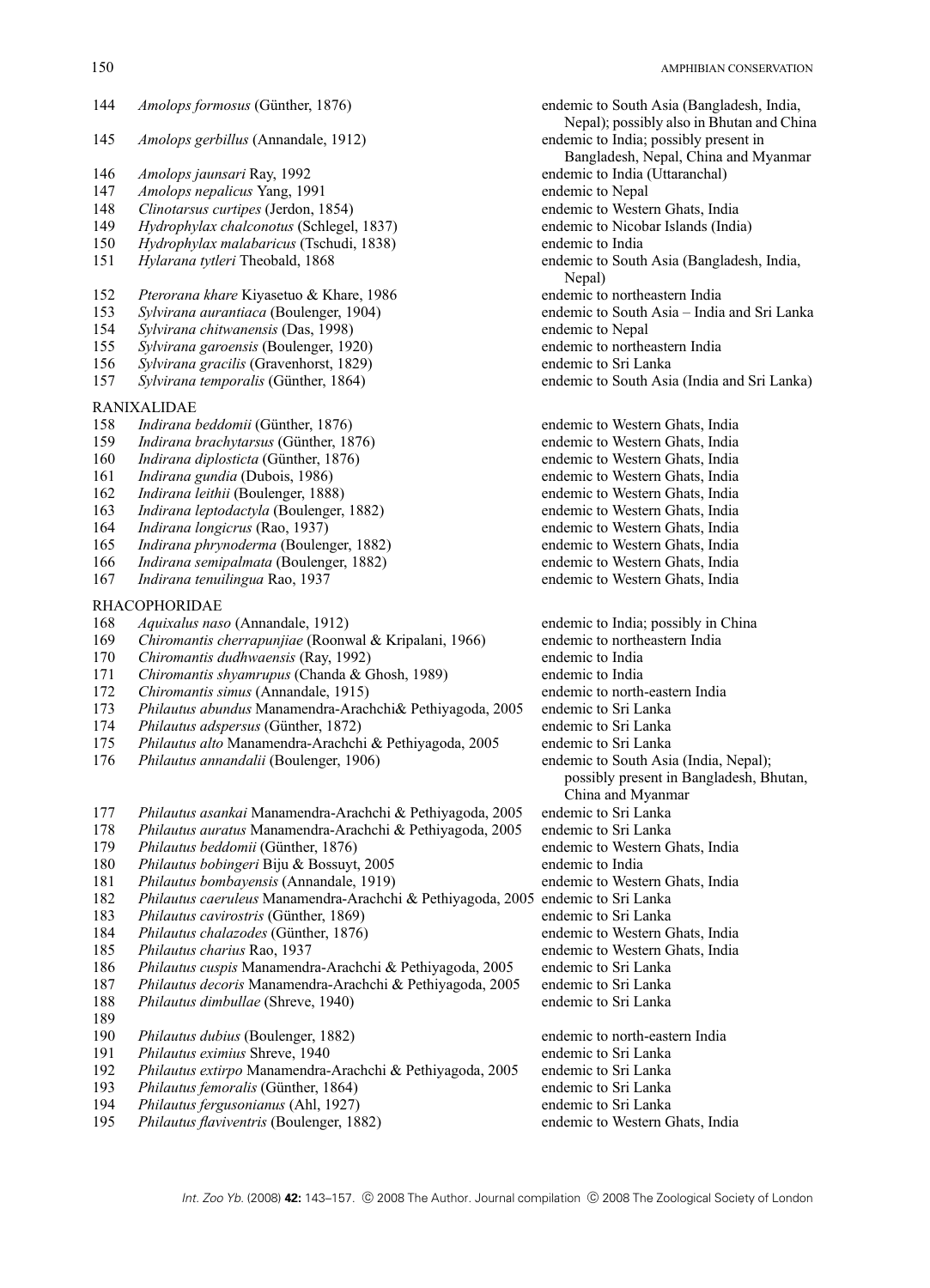| | | |
|---|---|---|
| 144 | *Amolops formosus* (Günther, 1876) | endemic to South Asia (Bangladesh, India, Nepal); possibly also in Bhutan and China |
| 145 | *Amolops gerbillus* (Annandale, 1912) | endemic to India; possibly present in Bangladesh, Nepal, China and Myanmar |
| 146 | *Amolops jaunsari* Ray, 1992 | endemic to India (Uttaranchal) |
| 147 | *Amolops nepalicus* Yang, 1991 | endemic to Nepal |
| 148 | *Clinotarsus curtipes* (Jerdon, 1854) | endemic to Western Ghats, India |
| 149 | *Hydrophylax chalconotus* (Schlegel, 1837) | endemic to Nicobar Islands (India) |
| 150 | *Hydrophylax malabaricus* (Tschudi, 1838) | endemic to India |
| 151 | *Hylarana tytleri* Theobald, 1868 | endemic to South Asia (Bangladesh, India, Nepal) |
| 152 | *Pterorana khare* Kiyasetuo & Khare, 1986 | endemic to northeastern India |
| 153 | *Sylvirana aurantiaca* (Boulenger, 1904) | endemic to South Asia – India and Sri Lanka |
| 154 | *Sylvirana chitwanensis* (Das, 1998) | endemic to Nepal |
| 155 | *Sylvirana garoensis* (Boulenger, 1920) | endemic to northeastern India |
| 156 | *Sylvirana gracilis* (Gravenhorst, 1829) | endemic to Sri Lanka |
| 157 | *Sylvirana temporalis* (Günther, 1864) | endemic to South Asia (India and Sri Lanka) |
| | RANIXALIDAE | |
| 158 | *Indirana beddomii* (Günther, 1876) | endemic to Western Ghats, India |
| 159 | *Indirana brachytarsus* (Günther, 1876) | endemic to Western Ghats, India |
| 160 | *Indirana diplosticta* (Günther, 1876) | endemic to Western Ghats, India |
| 161 | *Indirana gundia* (Dubois, 1986) | endemic to Western Ghats, India |
| 162 | *Indirana leithii* (Boulenger, 1888) | endemic to Western Ghats, India |
| 163 | *Indirana leptodactyla* (Boulenger, 1882) | endemic to Western Ghats, India |
| 164 | *Indirana longicrus* (Rao, 1937) | endemic to Western Ghats, India |
| 165 | *Indirana phrynoderma* (Boulenger, 1882) | endemic to Western Ghats, India |
| 166 | *Indirana semipalmata* (Boulenger, 1882) | endemic to Western Ghats, India |
| 167 | *Indirana tenuilingua* Rao, 1937 | endemic to Western Ghats, India |
| | RHACOPHORIDAE | |
| 168 | *Aquixalus naso* (Annandale, 1912) | endemic to India; possibly in China |
| 169 | *Chiromantis cherrapunjiae* (Roonwal & Kripalani, 1966) | endemic to northeastern India |
| 170 | *Chiromantis dudhwaensis* (Ray, 1992) | endemic to India |
| 171 | *Chiromantis shyamrupus* (Chanda & Ghosh, 1989) | endemic to India |
| 172 | *Chiromantis simus* (Annandale, 1915) | endemic to north-eastern India |
| 173 | *Philautus abundus* Manamendra-Arachchi& Pethiyagoda, 2005 | endemic to Sri Lanka |
| 174 | *Philautus adspersus* (Günther, 1872) | endemic to Sri Lanka |
| 175 | *Philautus alto* Manamendra-Arachchi & Pethiyagoda, 2005 | endemic to Sri Lanka |
| 176 | *Philautus annandalii* (Boulenger, 1906) | endemic to South Asia (India, Nepal); possibly present in Bangladesh, Bhutan, China and Myanmar |
| 177 | *Philautus asankai* Manamendra-Arachchi & Pethiyagoda, 2005 | endemic to Sri Lanka |
| 178 | *Philautus auratus* Manamendra-Arachchi & Pethiyagoda, 2005 | endemic to Sri Lanka |
| 179 | *Philautus beddomii* (Günther, 1876) | endemic to Western Ghats, India |
| 180 | *Philautus bobingeri* Biju & Bossuyt, 2005 | endemic to India |
| 181 | *Philautus bombayensis* (Annandale, 1919) | endemic to Western Ghats, India |
| 182 | *Philautus caeruleus* Manamendra-Arachchi & Pethiyagoda, 2005 | endemic to Sri Lanka |
| 183 | *Philautus cavirostris* (Günther, 1869) | endemic to Sri Lanka |
| 184 | *Philautus chalazodes* (Günther, 1876) | endemic to Western Ghats, India |
| 185 | *Philautus charius* Rao, 1937 | endemic to Western Ghats, India |
| 186 | *Philautus cuspis* Manamendra-Arachchi & Pethiyagoda, 2005 | endemic to Sri Lanka |
| 187 | *Philautus decoris* Manamendra-Arachchi & Pethiyagoda, 2005 | endemic to Sri Lanka |
| 188 | *Philautus dimbullae* (Shreve, 1940) | endemic to Sri Lanka |
| 189 | | |
| 190 | *Philautus dubius* (Boulenger, 1882) | endemic to north-eastern India |
| 191 | *Philautus eximius* Shreve, 1940 | endemic to Sri Lanka |
| 192 | *Philautus extirpo* Manamendra-Arachchi & Pethiyagoda, 2005 | endemic to Sri Lanka |
| 193 | *Philautus femoralis* (Günther, 1864) | endemic to Sri Lanka |
| 194 | *Philautus fergusonianus* (Ahl, 1927) | endemic to Sri Lanka |
| 195 | *Philautus flaviventris* (Boulenger, 1882) | endemic to Western Ghats, India |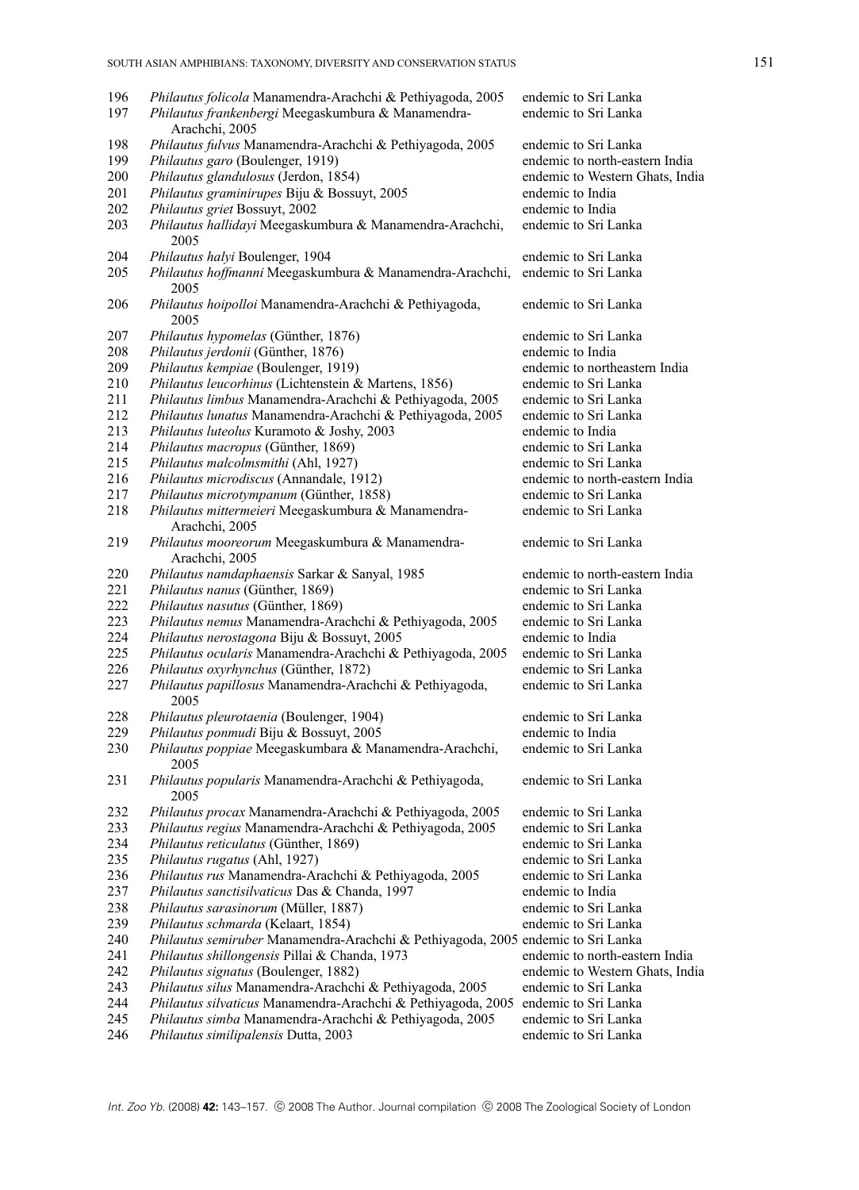| | | |
|---|---|---|
| 196 | *Philautus folicola* Manamendra-Arachchi & Pethiyagoda, 2005 | endemic to Sri Lanka |
| 197 | *Philautus frankenbergi* Meegaskumbura & Manamendra-Arachchi, 2005 | endemic to Sri Lanka |
| 198 | *Philautus fulvus* Manamendra-Arachchi & Pethiyagoda, 2005 | endemic to Sri Lanka |
| 199 | *Philautus garo* (Boulenger, 1919) | endemic to north-eastern India |
| 200 | *Philautus glandulosus* (Jerdon, 1854) | endemic to Western Ghats, India |
| 201 | *Philautus graminirupes* Biju & Bossuyt, 2005 | endemic to India |
| 202 | *Philautus griet* Bossuyt, 2002 | endemic to India |
| 203 | *Philautus hallidayi* Meegaskumbura & Manamendra-Arachchi, 2005 | endemic to Sri Lanka |
| 204 | *Philautus halyi* Boulenger, 1904 | endemic to Sri Lanka |
| 205 | *Philautus hoffmanni* Meegaskumbura & Manamendra-Arachchi, 2005 | endemic to Sri Lanka |
| 206 | *Philautus hoipolloi* Manamendra-Arachchi & Pethiyagoda, 2005 | endemic to Sri Lanka |
| 207 | *Philautus hypomelas* (Günther, 1876) | endemic to Sri Lanka |
| 208 | *Philautus jerdonii* (Günther, 1876) | endemic to India |
| 209 | *Philautus kempiae* (Boulenger, 1919) | endemic to northeastern India |
| 210 | *Philautus leucorhinus* (Lichtenstein & Martens, 1856) | endemic to Sri Lanka |
| 211 | *Philautus limbus* Manamendra-Arachchi & Pethiyagoda, 2005 | endemic to Sri Lanka |
| 212 | *Philautus lunatus* Manamendra-Arachchi & Pethiyagoda, 2005 | endemic to Sri Lanka |
| 213 | *Philautus luteolus* Kuramoto & Joshy, 2003 | endemic to India |
| 214 | *Philautus macropus* (Günther, 1869) | endemic to Sri Lanka |
| 215 | *Philautus malcolmsmithi* (Ahl, 1927) | endemic to Sri Lanka |
| 216 | *Philautus microdiscus* (Annandale, 1912) | endemic to north-eastern India |
| 217 | *Philautus microtympanum* (Günther, 1858) | endemic to Sri Lanka |
| 218 | *Philautus mittermeieri* Meegaskumbura & Manamendra-Arachchi, 2005 | endemic to Sri Lanka |
| 219 | *Philautus mooreorum* Meegaskumbura & Manamendra-Arachchi, 2005 | endemic to Sri Lanka |
| 220 | *Philautus namdaphaensis* Sarkar & Sanyal, 1985 | endemic to north-eastern India |
| 221 | *Philautus nanus* (Günther, 1869) | endemic to Sri Lanka |
| 222 | *Philautus nasutus* (Günther, 1869) | endemic to Sri Lanka |
| 223 | *Philautus nemus* Manamendra-Arachchi & Pethiyagoda, 2005 | endemic to Sri Lanka |
| 224 | *Philautus nerostagona* Biju & Bossuyt, 2005 | endemic to India |
| 225 | *Philautus ocularis* Manamendra-Arachchi & Pethiyagoda, 2005 | endemic to Sri Lanka |
| 226 | *Philautus oxyrhynchus* (Günther, 1872) | endemic to Sri Lanka |
| 227 | *Philautus papillosus* Manamendra-Arachchi & Pethiyagoda, 2005 | endemic to Sri Lanka |
| 228 | *Philautus pleurotaenia* (Boulenger, 1904) | endemic to Sri Lanka |
| 229 | *Philautus ponmudi* Biju & Bossuyt, 2005 | endemic to India |
| 230 | *Philautus poppiae* Meegaskumbara & Manamendra-Arachchi, 2005 | endemic to Sri Lanka |
| 231 | *Philautus popularis* Manamendra-Arachchi & Pethiyagoda, 2005 | endemic to Sri Lanka |
| 232 | *Philautus procax* Manamendra-Arachchi & Pethiyagoda, 2005 | endemic to Sri Lanka |
| 233 | *Philautus regius* Manamendra-Arachchi & Pethiyagoda, 2005 | endemic to Sri Lanka |
| 234 | *Philautus reticulatus* (Günther, 1869) | endemic to Sri Lanka |
| 235 | *Philautus rugatus* (Ahl, 1927) | endemic to Sri Lanka |
| 236 | *Philautus rus* Manamendra-Arachchi & Pethiyagoda, 2005 | endemic to Sri Lanka |
| 237 | *Philautus sanctisilvaticus* Das & Chanda, 1997 | endemic to India |
| 238 | *Philautus sarasinorum* (Müller, 1887) | endemic to Sri Lanka |
| 239 | *Philautus schmarda* (Kelaart, 1854) | endemic to Sri Lanka |
| 240 | *Philautus semiruber* Manamendra-Arachchi & Pethiyagoda, 2005 | endemic to Sri Lanka |
| 241 | *Philautus shillongensis* Pillai & Chanda, 1973 | endemic to north-eastern India |
| 242 | *Philautus signatus* (Boulenger, 1882) | endemic to Western Ghats, India |
| 243 | *Philautus silus* Manamendra-Arachchi & Pethiyagoda, 2005 | endemic to Sri Lanka |
| 244 | *Philautus silvaticus* Manamendra-Arachchi & Pethiyagoda, 2005 | endemic to Sri Lanka |
| 245 | *Philautus simba* Manamendra-Arachchi & Pethiyagoda, 2005 | endemic to Sri Lanka |
| 246 | *Philautus similipalensis* Dutta, 2003 | endemic to Sri Lanka |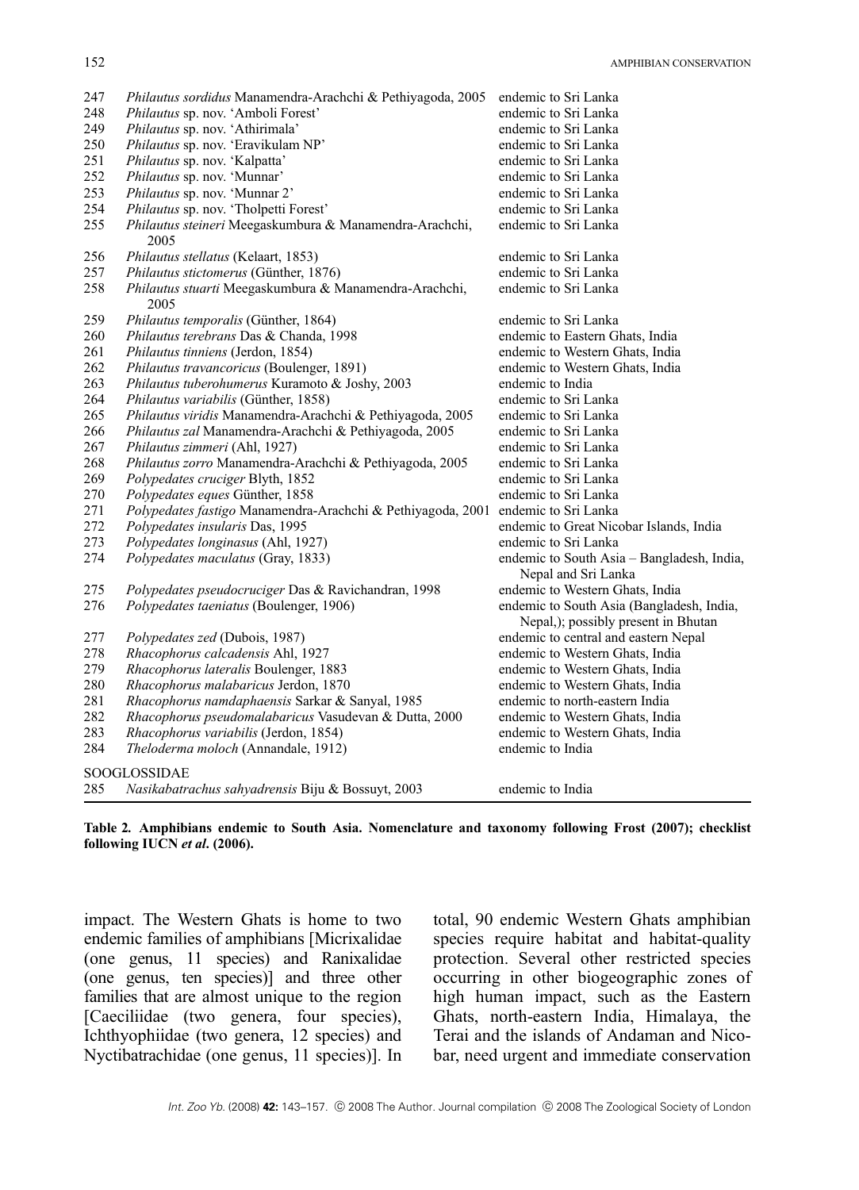| | | |
|---|---|---|
| 247 | *Philautus sordidus* Manamendra-Arachchi & Pethiyagoda, 2005 | endemic to Sri Lanka |
| 248 | *Philautus* sp. nov. 'Amboli Forest' | endemic to Sri Lanka |
| 249 | *Philautus* sp. nov. 'Athirimala' | endemic to Sri Lanka |
| 250 | *Philautus* sp. nov. 'Eravikulam NP' | endemic to Sri Lanka |
| 251 | *Philautus* sp. nov. 'Kalpatta' | endemic to Sri Lanka |
| 252 | *Philautus* sp. nov. 'Munnar' | endemic to Sri Lanka |
| 253 | *Philautus* sp. nov. 'Munnar 2' | endemic to Sri Lanka |
| 254 | *Philautus* sp. nov. 'Tholpetti Forest' | endemic to Sri Lanka |
| 255 | *Philautus steineri* Meegaskumbura & Manamendra-Arachchi, 2005 | endemic to Sri Lanka |
| 256 | *Philautus stellatus* (Kelaart, 1853) | endemic to Sri Lanka |
| 257 | *Philautus stictomerus* (Günther, 1876) | endemic to Sri Lanka |
| 258 | *Philautus stuarti* Meegaskumbura & Manamendra-Arachchi, 2005 | endemic to Sri Lanka |
| 259 | *Philautus temporalis* (Günther, 1864) | endemic to Sri Lanka |
| 260 | *Philautus terebrans* Das & Chanda, 1998 | endemic to Eastern Ghats, India |
| 261 | *Philautus tinniens* (Jerdon, 1854) | endemic to Western Ghats, India |
| 262 | *Philautus travancoricus* (Boulenger, 1891) | endemic to Western Ghats, India |
| 263 | *Philautus tuberohumerus* Kuramoto & Joshy, 2003 | endemic to India |
| 264 | *Philautus variabilis* (Günther, 1858) | endemic to Sri Lanka |
| 265 | *Philautus viridis* Manamendra-Arachchi & Pethiyagoda, 2005 | endemic to Sri Lanka |
| 266 | *Philautus zal* Manamendra-Arachchi & Pethiyagoda, 2005 | endemic to Sri Lanka |
| 267 | *Philautus zimmeri* (Ahl, 1927) | endemic to Sri Lanka |
| 268 | *Philautus zorro* Manamendra-Arachchi & Pethiyagoda, 2005 | endemic to Sri Lanka |
| 269 | *Polypedates cruciger* Blyth, 1852 | endemic to Sri Lanka |
| 270 | *Polypedates eques* Günther, 1858 | endemic to Sri Lanka |
| 271 | *Polypedates fastigo* Manamendra-Arachchi & Pethiyagoda, 2001 | endemic to Sri Lanka |
| 272 | *Polypedates insularis* Das, 1995 | endemic to Great Nicobar Islands, India |
| 273 | *Polypedates longinasus* (Ahl, 1927) | endemic to Sri Lanka |
| 274 | *Polypedates maculatus* (Gray, 1833) | endemic to South Asia – Bangladesh, India, Nepal and Sri Lanka |
| 275 | *Polypedates pseudocruciger* Das & Ravichandran, 1998 | endemic to Western Ghats, India |
| 276 | *Polypedates taeniatus* (Boulenger, 1906) | endemic to South Asia (Bangladesh, India, Nepal,); possibly present in Bhutan |
| 277 | *Polypedates zed* (Dubois, 1987) | endemic to central and eastern Nepal |
| 278 | *Rhacophorus calcadensis* Ahl, 1927 | endemic to Western Ghats, India |
| 279 | *Rhacophorus lateralis* Boulenger, 1883 | endemic to Western Ghats, India |
| 280 | *Rhacophorus malabaricus* Jerdon, 1870 | endemic to Western Ghats, India |
| 281 | *Rhacophorus namdaphaensis* Sarkar & Sanyal, 1985 | endemic to north-eastern India |
| 282 | *Rhacophorus pseudomalabaricus* Vasudevan & Dutta, 2000 | endemic to Western Ghats, India |
| 283 | *Rhacophorus variabilis* (Jerdon, 1854) | endemic to Western Ghats, India |
| 284 | *Theloderma moloch* (Annandale, 1912) | endemic to India |
| | SOOGLOSSIDAE | |
| 285 | *Nasikabatrachus sahyadrensis* Biju & Bossuyt, 2003 | endemic to India |

**Table 2. Amphibians endemic to South Asia. Nomenclature and taxonomy following Frost (2007); checklist following IUCN *et al*. (2006).**

impact. The Western Ghats is home to two endemic families of amphibians [Micrixalidae (one genus, 11 species) and Ranixalidae (one genus, ten species)] and three other families that are almost unique to the region [Caeciliidae (two genera, four species), Ichthyophiidae (two genera, 12 species) and Nyctibatrachidae (one genus, 11 species)]. In total, 90 endemic Western Ghats amphibian species require habitat and habitat-quality protection. Several other restricted species occurring in other biogeographic zones of high human impact, such as the Eastern Ghats, north-eastern India, Himalaya, the Terai and the islands of Andaman and Nicobar, need urgent and immediate conservation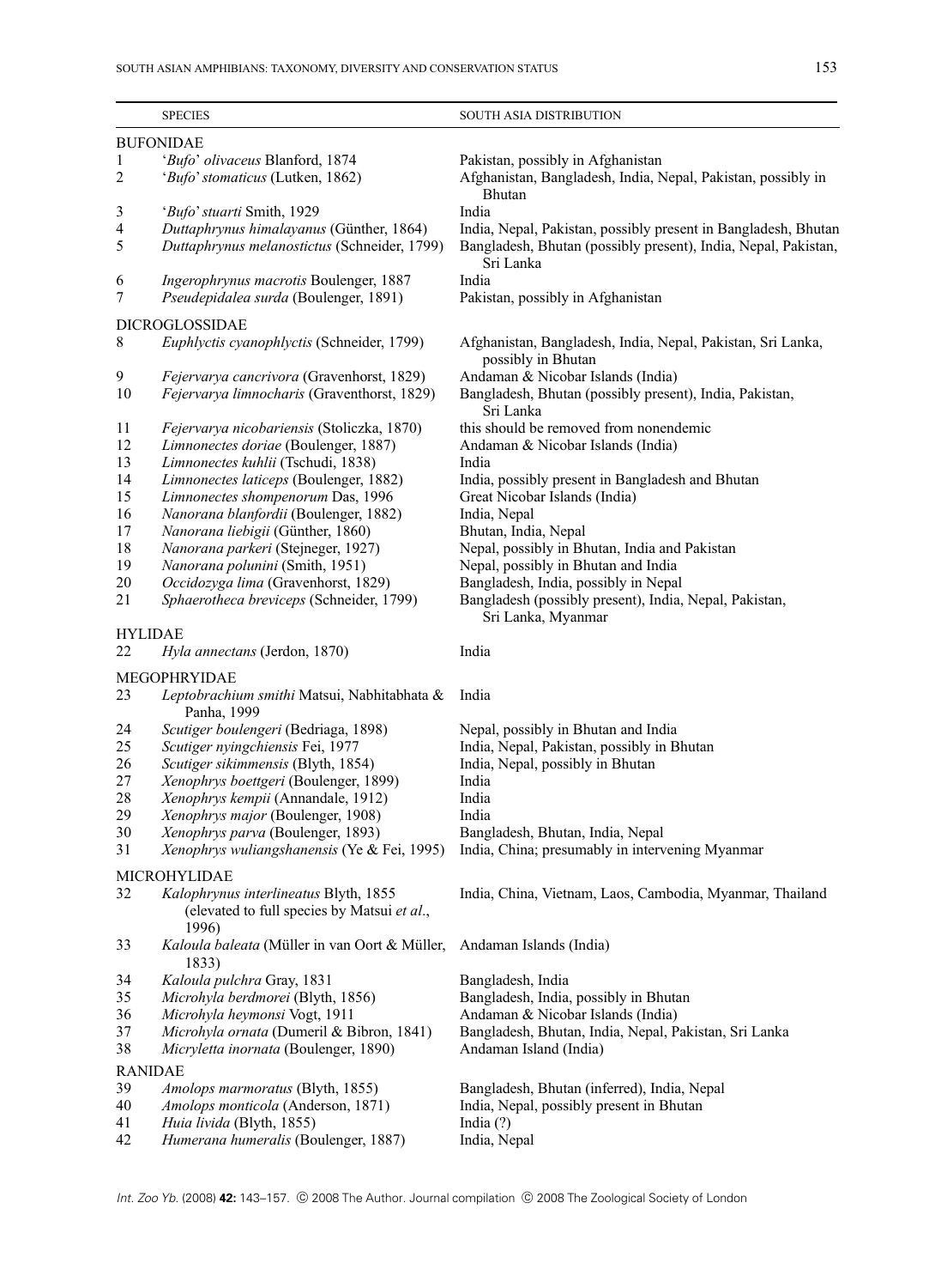| | SPECIES | SOUTH ASIA DISTRIBUTION |
|---|---|---|
| BUFONIDAE | | |
| 1 | '*Bufo*' *olivaceus* Blanford, 1874 | Pakistan, possibly in Afghanistan |
| 2 | '*Bufo*' *stomaticus* (Lutken, 1862) | Afghanistan, Bangladesh, India, Nepal, Pakistan, possibly in Bhutan |
| 3 | '*Bufo*' *stuarti* Smith, 1929 | India |
| 4 | *Duttaphrynus himalayanus* (Günther, 1864) | India, Nepal, Pakistan, possibly present in Bangladesh, Bhutan |
| 5 | *Duttaphrynus melanostictus* (Schneider, 1799) | Bangladesh, Bhutan (possibly present), India, Nepal, Pakistan, Sri Lanka |
| 6 | *Ingerophrynus macrotis* Boulenger, 1887 | India |
| 7 | *Pseudepidalea surda* (Boulenger, 1891) | Pakistan, possibly in Afghanistan |
| DICROGLOSSIDAE | | |
| 8 | *Euphlyctis cyanophlyctis* (Schneider, 1799) | Afghanistan, Bangladesh, India, Nepal, Pakistan, Sri Lanka, possibly in Bhutan |
| 9 | *Fejervarya cancrivora* (Gravenhorst, 1829) | Andaman & Nicobar Islands (India) |
| 10 | *Fejervarya limnocharis* (Graventhorst, 1829) | Bangladesh, Bhutan (possibly present), India, Pakistan, Sri Lanka |
| 11 | *Fejervarya nicobariensis* (Stoliczka, 1870) | this should be removed from nonendemic |
| 12 | *Limnonectes doriae* (Boulenger, 1887) | Andaman & Nicobar Islands (India) |
| 13 | *Limnonectes kuhlii* (Tschudi, 1838) | India |
| 14 | *Limnonectes laticeps* (Boulenger, 1882) | India, possibly present in Bangladesh and Bhutan |
| 15 | *Limnonectes shompenorum* Das, 1996 | Great Nicobar Islands (India) |
| 16 | *Nanorana blanfordii* (Boulenger, 1882) | India, Nepal |
| 17 | *Nanorana liebigii* (Günther, 1860) | Bhutan, India, Nepal |
| 18 | *Nanorana parkeri* (Stejneger, 1927) | Nepal, possibly in Bhutan, India and Pakistan |
| 19 | *Nanorana polunini* (Smith, 1951) | Nepal, possibly in Bhutan and India |
| 20 | *Occidozyga lima* (Gravenhorst, 1829) | Bangladesh, India, possibly in Nepal |
| 21 | *Sphaerotheca breviceps* (Schneider, 1799) | Bangladesh (possibly present), India, Nepal, Pakistan, Sri Lanka, Myanmar |
| HYLIDAE | | |
| 22 | *Hyla annectans* (Jerdon, 1870) | India |
| MEGOPHRYIDAE | | |
| 23 | *Leptobrachium smithi* Matsui, Nabhitabhata & Panha, 1999 | India |
| 24 | *Scutiger boulengeri* (Bedriaga, 1898) | Nepal, possibly in Bhutan and India |
| 25 | *Scutiger nyingchiensis* Fei, 1977 | India, Nepal, Pakistan, possibly in Bhutan |
| 26 | *Scutiger sikimmensis* (Blyth, 1854) | India, Nepal, possibly in Bhutan |
| 27 | *Xenophrys boettgeri* (Boulenger, 1899) | India |
| 28 | *Xenophrys kempii* (Annandale, 1912) | India |
| 29 | *Xenophrys major* (Boulenger, 1908) | India |
| 30 | *Xenophrys parva* (Boulenger, 1893) | Bangladesh, Bhutan, India, Nepal |
| 31 | *Xenophrys wuliangshanensis* (Ye & Fei, 1995) | India, China; presumably in intervening Myanmar |
| MICROHYLIDAE | | |
| 32 | *Kalophrynus interlineatus* Blyth, 1855 (elevated to full species by Matsui *et al.*, 1996) | India, China, Vietnam, Laos, Cambodia, Myanmar, Thailand |
| 33 | *Kaloula baleata* (Müller in van Oort & Müller, 1833) | Andaman Islands (India) |
| 34 | *Kaloula pulchra* Gray, 1831 | Bangladesh, India |
| 35 | *Microhyla berdmorei* (Blyth, 1856) | Bangladesh, India, possibly in Bhutan |
| 36 | *Microhyla heymonsi* Vogt, 1911 | Andaman & Nicobar Islands (India) |
| 37 | *Microhyla ornata* (Dumeril & Bibron, 1841) | Bangladesh, Bhutan, India, Nepal, Pakistan, Sri Lanka |
| 38 | *Micryletta inornata* (Boulenger, 1890) | Andaman Island (India) |
| RANIDAE | | |
| 39 | *Amolops marmoratus* (Blyth, 1855) | Bangladesh, Bhutan (inferred), India, Nepal |
| 40 | *Amolops monticola* (Anderson, 1871) | India, Nepal, possibly present in Bhutan |
| 41 | *Huia livida* (Blyth, 1855) | India (?) |
| 42 | *Humerana humeralis* (Boulenger, 1887) | India, Nepal |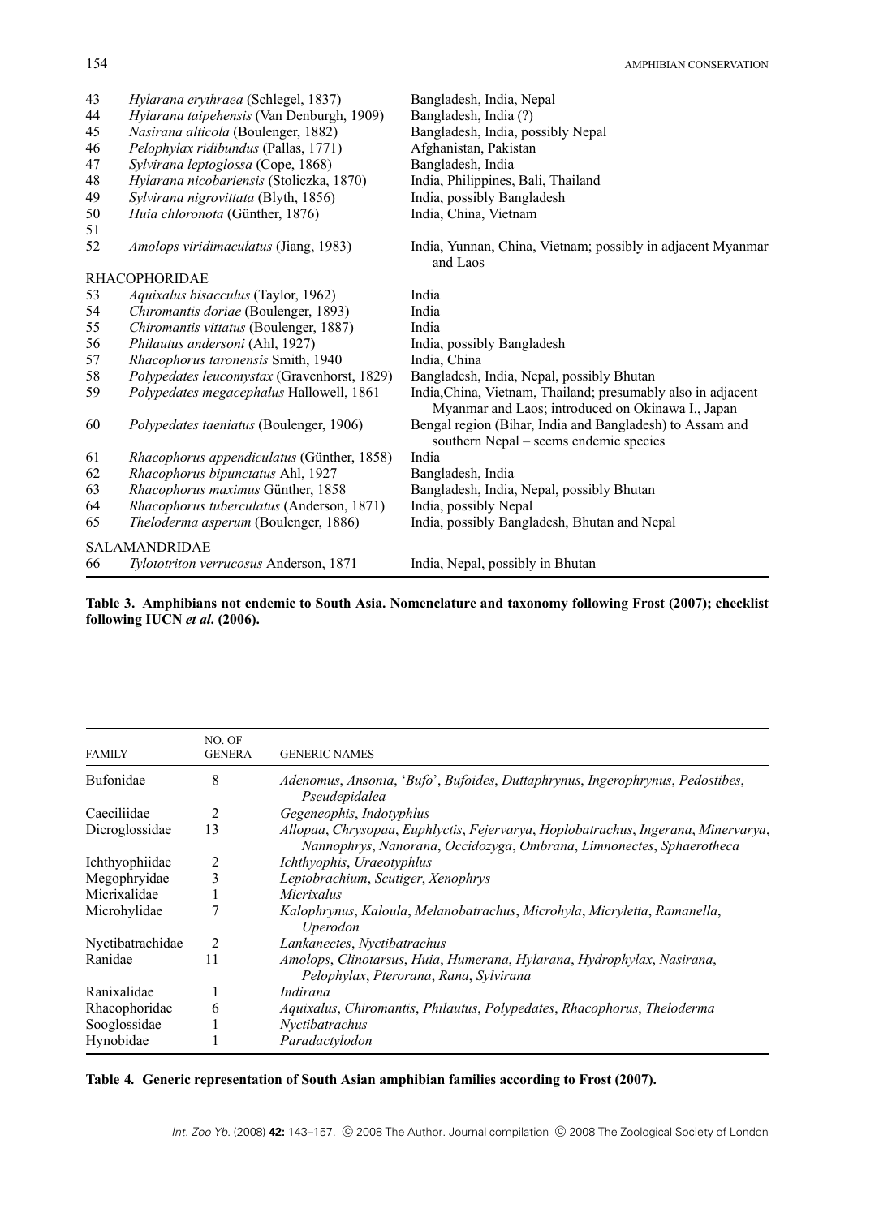| | | |
|---|---|---|
| 43 | *Hylarana erythraea* (Schlegel, 1837) | Bangladesh, India, Nepal |
| 44 | *Hylarana taipehensis* (Van Denburgh, 1909) | Bangladesh, India (?) |
| 45 | *Nasirana alticola* (Boulenger, 1882) | Bangladesh, India, possibly Nepal |
| 46 | *Pelophylax ridibundus* (Pallas, 1771) | Afghanistan, Pakistan |
| 47 | *Sylvirana leptoglossa* (Cope, 1868) | Bangladesh, India |
| 48 | *Hylarana nicobariensis* (Stoliczka, 1870) | India, Philippines, Bali, Thailand |
| 49 | *Sylvirana nigrovittata* (Blyth, 1856) | India, possibly Bangladesh |
| 50 | *Huia chloronota* (Günther, 1876) | India, China, Vietnam |
| 51 | | |
| 52 | *Amolops viridimaculatus* (Jiang, 1983) | India, Yunnan, China, Vietnam; possibly in adjacent Myanmar and Laos |
| | RHACOPHORIDAE | |
| 53 | *Aquixalus bisacculus* (Taylor, 1962) | India |
| 54 | *Chiromantis doriae* (Boulenger, 1893) | India |
| 55 | *Chiromantis vittatus* (Boulenger, 1887) | India |
| 56 | *Philautus andersoni* (Ahl, 1927) | India, possibly Bangladesh |
| 57 | *Rhacophorus taronensis* Smith, 1940 | India, China |
| 58 | *Polypedates leucomystax* (Gravenhorst, 1829) | Bangladesh, India, Nepal, possibly Bhutan |
| 59 | *Polypedates megacephalus* Hallowell, 1861 | India,China, Vietnam, Thailand; presumably also in adjacent Myanmar and Laos; introduced on Okinawa I., Japan |
| 60 | *Polypedates taeniatus* (Boulenger, 1906) | Bengal region (Bihar, India and Bangladesh) to Assam and southern Nepal – seems endemic species |
| 61 | *Rhacophorus appendiculatus* (Günther, 1858) | India |
| 62 | *Rhacophorus bipunctatus* Ahl, 1927 | Bangladesh, India |
| 63 | *Rhacophorus maximus* Günther, 1858 | Bangladesh, India, Nepal, possibly Bhutan |
| 64 | *Rhacophorus tuberculatus* (Anderson, 1871) | India, possibly Nepal |
| 65 | *Theloderma asperum* (Boulenger, 1886) | India, possibly Bangladesh, Bhutan and Nepal |
| | SALAMANDRIDAE | |
| 66 | *Tylototriton verrucosus* Anderson, 1871 | India, Nepal, possibly in Bhutan |

**Table 3. Amphibians not endemic to South Asia. Nomenclature and taxonomy following Frost (2007); checklist following IUCN *et al*. (2006).**

| FAMILY | NO. OF GENERA | GENERIC NAMES |
|---|---|---|
| Bufonidae | 8 | *Adenomus*, *Ansonia*, '*Bufo*', *Bufoides*, *Duttaphrynus*, *Ingerophrynus*, *Pedostibes*, *Pseudepidalea* |
| Caeciliidae | 2 | *Gegeneophis*, *Indotyphlus* |
| Dicroglossidae | 13 | *Allopaa*, *Chrysopaa*, *Euphlyctis*, *Fejervarya*, *Hoplobatrachus*, *Ingerana*, *Minervarya*, *Nannophrys*, *Nanorana*, *Occidozyga*, *Ombrana*, *Limnonectes*, *Sphaerotheca* |
| Ichthyophiidae | 2 | *Ichthyophis*, *Uraeotyphlus* |
| Megophryidae | 3 | *Leptobrachium*, *Scutiger*, *Xenophrys* |
| Micrixalidae | 1 | *Micrixalus* |
| Microhylidae | 7 | *Kalophrynus*, *Kaloula*, *Melanobatrachus*, *Microhyla*, *Micryletta*, *Ramanella*, *Uperodon* |
| Nyctibatrachidae | 2 | *Lankanectes*, *Nyctibatrachus* |
| Ranidae | 11 | *Amolops*, *Clinotarsus*, *Huia*, *Humerana*, *Hylarana*, *Hydrophylax*, *Nasirana*, *Pelophylax*, *Pterorana*, *Rana*, *Sylvirana* |
| Ranixalidae | 1 | *Indirana* |
| Rhacophoridae | 6 | *Aquixalus*, *Chiromantis*, *Philautus*, *Polypedates*, *Rhacophorus*, *Theloderma* |
| Sooglossidae | 1 | *Nyctibatrachus* |
| Hynobidae | 1 | *Paradactylodon* |

**Table 4. Generic representation of South Asian amphibian families according to Frost (2007).**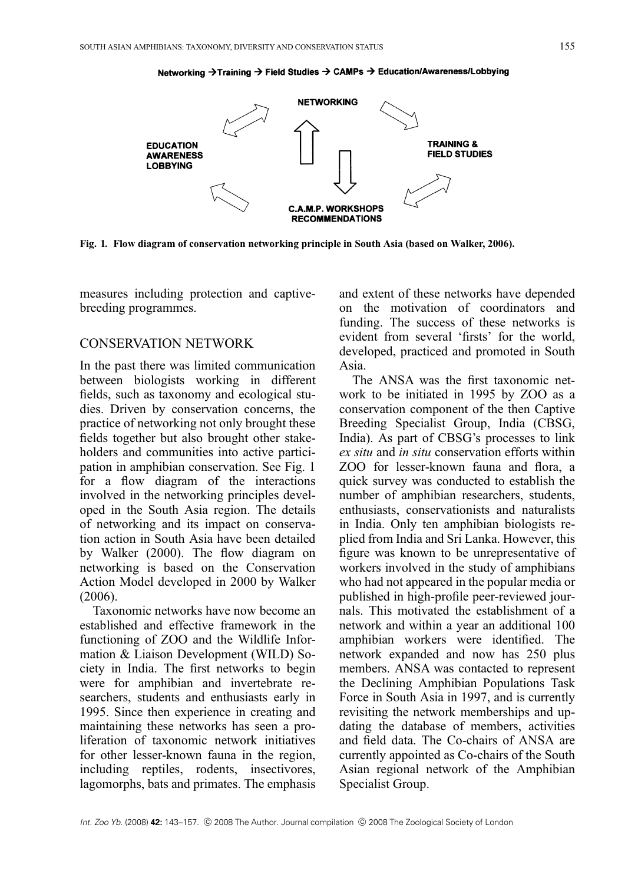Networking →Training → Field Studies → CAMPs → Education/Awareness/Lobbying

NETWORKING

TRAINING & FIELD STUDIES

C.A.M.P. WORKSHOPS RECOMMENDATIONS

EDUCATION AWARENESS LOBBYING

**Fig. 1. Flow diagram of conservation networking principle in South Asia (based on Walker, 2006).**

measures including protection and captive-breeding programmes.

## CONSERVATION NETWORK

In the past there was limited communication between biologists working in different fields, such as taxonomy and ecological studies. Driven by conservation concerns, the practice of networking not only brought these fields together but also brought other stakeholders and communities into active participation in amphibian conservation. See Fig. 1 for a flow diagram of the interactions involved in the networking principles developed in the South Asia region. The details of networking and its impact on conservation action in South Asia have been detailed by Walker (2000). The flow diagram on networking is based on the Conservation Action Model developed in 2000 by Walker (2006).

Taxonomic networks have now become an established and effective framework in the functioning of ZOO and the Wildlife Information & Liaison Development (WILD) Society in India. The first networks to begin were for amphibian and invertebrate researchers, students and enthusiasts early in 1995. Since then experience in creating and maintaining these networks has seen a proliferation of taxonomic network initiatives for other lesser-known fauna in the region, including reptiles, rodents, insectivores, lagomorphs, bats and primates. The emphasis and extent of these networks have depended on the motivation of coordinators and funding. The success of these networks is evident from several 'firsts' for the world, developed, practiced and promoted in South Asia.

The ANSA was the first taxonomic network to be initiated in 1995 by ZOO as a conservation component of the then Captive Breeding Specialist Group, India (CBSG, India). As part of CBSG's processes to link *ex situ* and *in situ* conservation efforts within ZOO for lesser-known fauna and flora, a quick survey was conducted to establish the number of amphibian researchers, students, enthusiasts, conservationists and naturalists in India. Only ten amphibian biologists replied from India and Sri Lanka. However, this figure was known to be unrepresentative of workers involved in the study of amphibians who had not appeared in the popular media or published in high-profile peer-reviewed journals. This motivated the establishment of a network and within a year an additional 100 amphibian workers were identified. The network expanded and now has 250 plus members. ANSA was contacted to represent the Declining Amphibian Populations Task Force in South Asia in 1997, and is currently revisiting the network memberships and updating the database of members, activities and field data. The Co-chairs of ANSA are currently appointed as Co-chairs of the South Asian regional network of the Amphibian Specialist Group.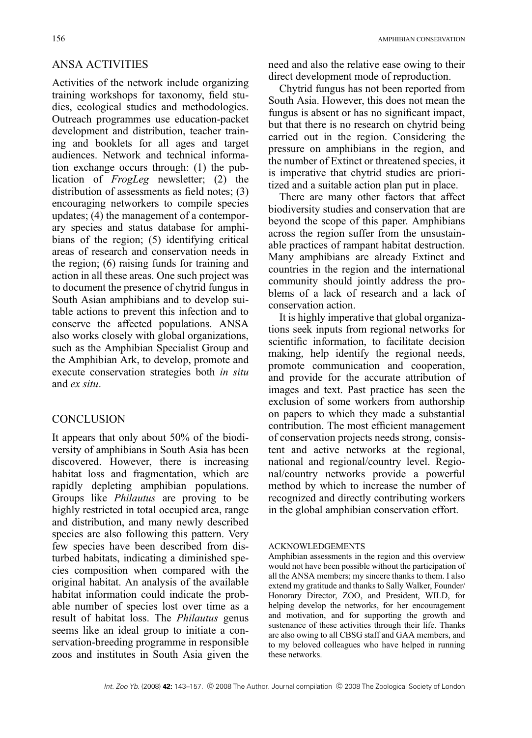## ANSA ACTIVITIES

Activities of the network include organizing training workshops for taxonomy, field studies, ecological studies and methodologies. Outreach programmes use education-packet development and distribution, teacher training and booklets for all ages and target audiences. Network and technical information exchange occurs through: (1) the publication of *FrogLeg* newsletter; (2) the distribution of assessments as field notes; (3) encouraging networkers to compile species updates; (4) the management of a contemporary species and status database for amphibians of the region; (5) identifying critical areas of research and conservation needs in the region; (6) raising funds for training and action in all these areas. One such project was to document the presence of chytrid fungus in South Asian amphibians and to develop suitable actions to prevent this infection and to conserve the affected populations. ANSA also works closely with global organizations, such as the Amphibian Specialist Group and the Amphibian Ark, to develop, promote and execute conservation strategies both *in situ* and *ex situ*.

## CONCLUSION

It appears that only about 50% of the biodiversity of amphibians in South Asia has been discovered. However, there is increasing habitat loss and fragmentation, which are rapidly depleting amphibian populations. Groups like *Philautus* are proving to be highly restricted in total occupied area, range and distribution, and many newly described species are also following this pattern. Very few species have been described from disturbed habitats, indicating a diminished species composition when compared with the original habitat. An analysis of the available habitat information could indicate the probable number of species lost over time as a result of habitat loss. The *Philautus* genus seems like an ideal group to initiate a conservation-breeding programme in responsible zoos and institutes in South Asia given the need and also the relative ease owing to their direct development mode of reproduction.

Chytrid fungus has not been reported from South Asia. However, this does not mean the fungus is absent or has no significant impact, but that there is no research on chytrid being carried out in the region. Considering the pressure on amphibians in the region, and the number of Extinct or threatened species, it is imperative that chytrid studies are prioritized and a suitable action plan put in place.

There are many other factors that affect biodiversity studies and conservation that are beyond the scope of this paper. Amphibians across the region suffer from the unsustainable practices of rampant habitat destruction. Many amphibians are already Extinct and countries in the region and the international community should jointly address the problems of a lack of research and a lack of conservation action.

It is highly imperative that global organizations seek inputs from regional networks for scientific information, to facilitate decision making, help identify the regional needs, promote communication and cooperation, and provide for the accurate attribution of images and text. Past practice has seen the exclusion of some workers from authorship on papers to which they made a substantial contribution. The most efficient management of conservation projects needs strong, consistent and active networks at the regional, national and regional/country level. Regional/country networks provide a powerful method by which to increase the number of recognized and directly contributing workers in the global amphibian conservation effort.

### ACKNOWLEDGEMENTS

Amphibian assessments in the region and this overview would not have been possible without the participation of all the ANSA members; my sincere thanks to them. I also extend my gratitude and thanks to Sally Walker, Founder/Honorary Director, ZOO, and President, WILD, for helping develop the networks, for her encouragement and motivation, and for supporting the growth and sustenance of these activities through their life. Thanks are also owing to all CBSG staff and GAA members, and to my beloved colleagues who have helped in running these networks.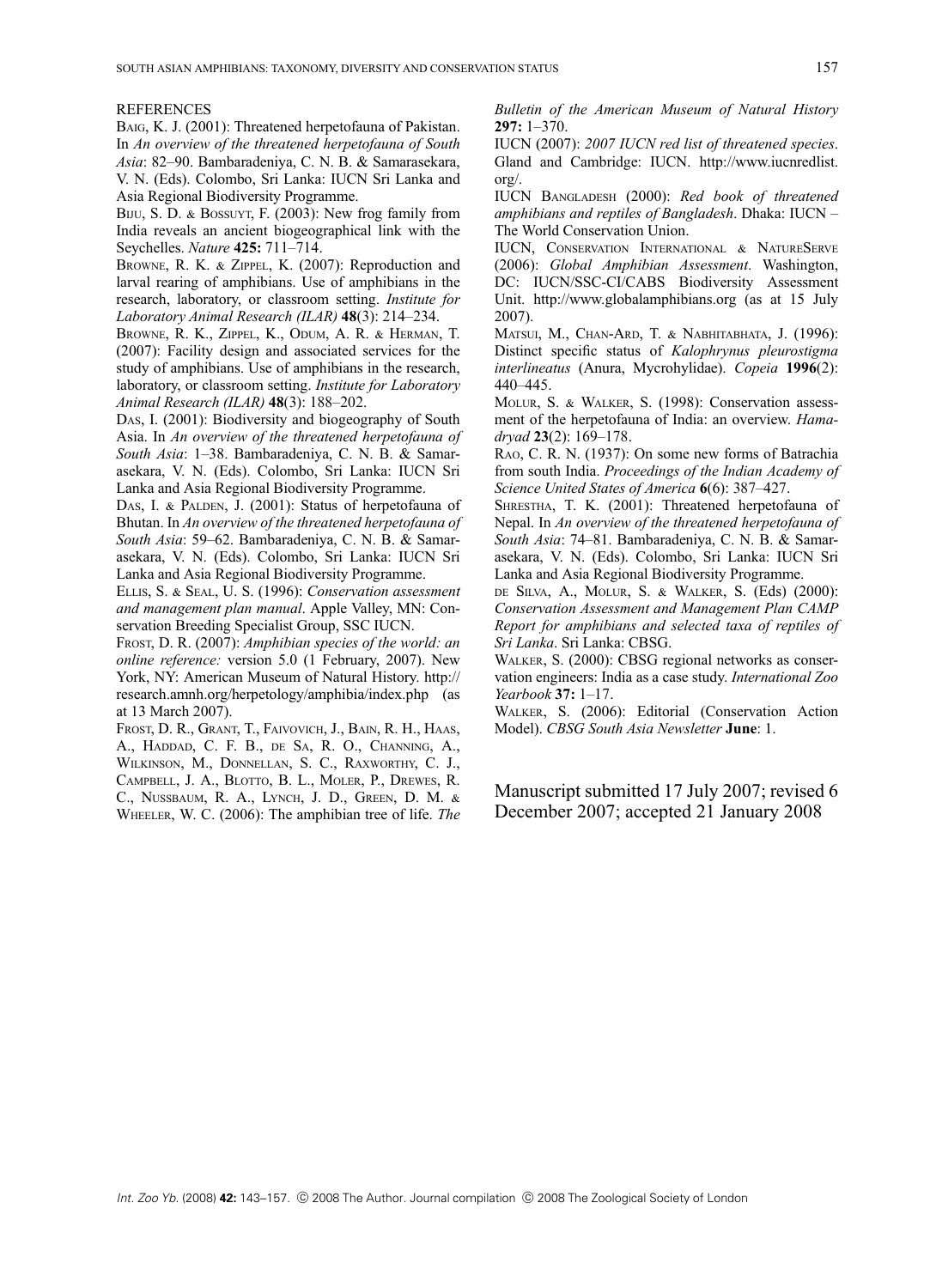## REFERENCES

BAIG, K. J. (2001): Threatened herpetofauna of Pakistan. In *An overview of the threatened herpetofauna of South Asia*: 82–90. Bambaradeniya, C. N. B. & Samarasekara, V. N. (Eds). Colombo, Sri Lanka: IUCN Sri Lanka and Asia Regional Biodiversity Programme.

BIJU, S. D. & BOSSUYT, F. (2003): New frog family from India reveals an ancient biogeographical link with the Seychelles. *Nature* **425:** 711–714.

BROWNE, R. K. & ZIPPEL, K. (2007): Reproduction and larval rearing of amphibians. Use of amphibians in the research, laboratory, or classroom setting. *Institute for Laboratory Animal Research (ILAR)* **48**(3): 214–234.

BROWNE, R. K., ZIPPEL, K., ODUM, A. R. & HERMAN, T. (2007): Facility design and associated services for the study of amphibians. Use of amphibians in the research, laboratory, or classroom setting. *Institute for Laboratory Animal Research (ILAR)* **48**(3): 188–202.

DAS, I. (2001): Biodiversity and biogeography of South Asia. In *An overview of the threatened herpetofauna of South Asia*: 1–38. Bambaradeniya, C. N. B. & Samarasekara, V. N. (Eds). Colombo, Sri Lanka: IUCN Sri Lanka and Asia Regional Biodiversity Programme.

DAS, I. & PALDEN, J. (2001): Status of herpetofauna of Bhutan. In *An overview of the threatened herpetofauna of South Asia*: 59–62. Bambaradeniya, C. N. B. & Samarasekara, V. N. (Eds). Colombo, Sri Lanka: IUCN Sri Lanka and Asia Regional Biodiversity Programme.

ELLIS, S. & SEAL, U. S. (1996): *Conservation assessment and management plan manual*. Apple Valley, MN: Conservation Breeding Specialist Group, SSC IUCN.

FROST, D. R. (2007): *Amphibian species of the world: an online reference:* version 5.0 (1 February, 2007). New York, NY: American Museum of Natural History. http://research.amnh.org/herpetology/amphibia/index.php (as at 13 March 2007).

FROST, D. R., GRANT, T., FAIVOVICH, J., BAIN, R. H., HAAS, A., HADDAD, C. F. B., DE SA, R. O., CHANNING, A., WILKINSON, M., DONNELLAN, S. C., RAXWORTHY, C. J., CAMPBELL, J. A., BLOTTO, B. L., MOLER, P., DREWES, R. C., NUSSBAUM, R. A., LYNCH, J. D., GREEN, D. M. & WHEELER, W. C. (2006): The amphibian tree of life. *The Bulletin of the American Museum of Natural History* **297:** 1–370.

IUCN (2007): *2007 IUCN red list of threatened species*. Gland and Cambridge: IUCN. http://www.iucnredlist.org/.

IUCN BANGLADESH (2000): *Red book of threatened amphibians and reptiles of Bangladesh*. Dhaka: IUCN – The World Conservation Union.

IUCN, CONSERVATION INTERNATIONAL & NATURESERVE (2006): *Global Amphibian Assessment*. Washington, DC: IUCN/SSC-CI/CABS Biodiversity Assessment Unit. http://www.globalamphibians.org (as at 15 July 2007).

MATSUI, M., CHAN-ARD, T. & NABHITABHATA, J. (1996): Distinct specific status of *Kalophrynus pleurostigma interlineatus* (Anura, Mycrohylidae). *Copeia* **1996**(2): 440–445.

MOLUR, S. & WALKER, S. (1998): Conservation assessment of the herpetofauna of India: an overview. *Hamadryad* **23**(2): 169–178.

RAO, C. R. N. (1937): On some new forms of Batrachia from south India. *Proceedings of the Indian Academy of Science United States of America* **6**(6): 387–427.

SHRESTHA, T. K. (2001): Threatened herpetofauna of Nepal. In *An overview of the threatened herpetofauna of South Asia*: 74–81. Bambaradeniya, C. N. B. & Samarasekara, V. N. (Eds). Colombo, Sri Lanka: IUCN Sri Lanka and Asia Regional Biodiversity Programme.

DE SILVA, A., MOLUR, S. & WALKER, S. (Eds) (2000): *Conservation Assessment and Management Plan CAMP Report for amphibians and selected taxa of reptiles of Sri Lanka*. Sri Lanka: CBSG.

WALKER, S. (2000): CBSG regional networks as conservation engineers: India as a case study. *International Zoo Yearbook* **37:** 1–17.

WALKER, S. (2006): Editorial (Conservation Action Model). *CBSG South Asia Newsletter* **June**: 1.

Manuscript submitted 17 July 2007; revised 6 December 2007; accepted 21 January 2008